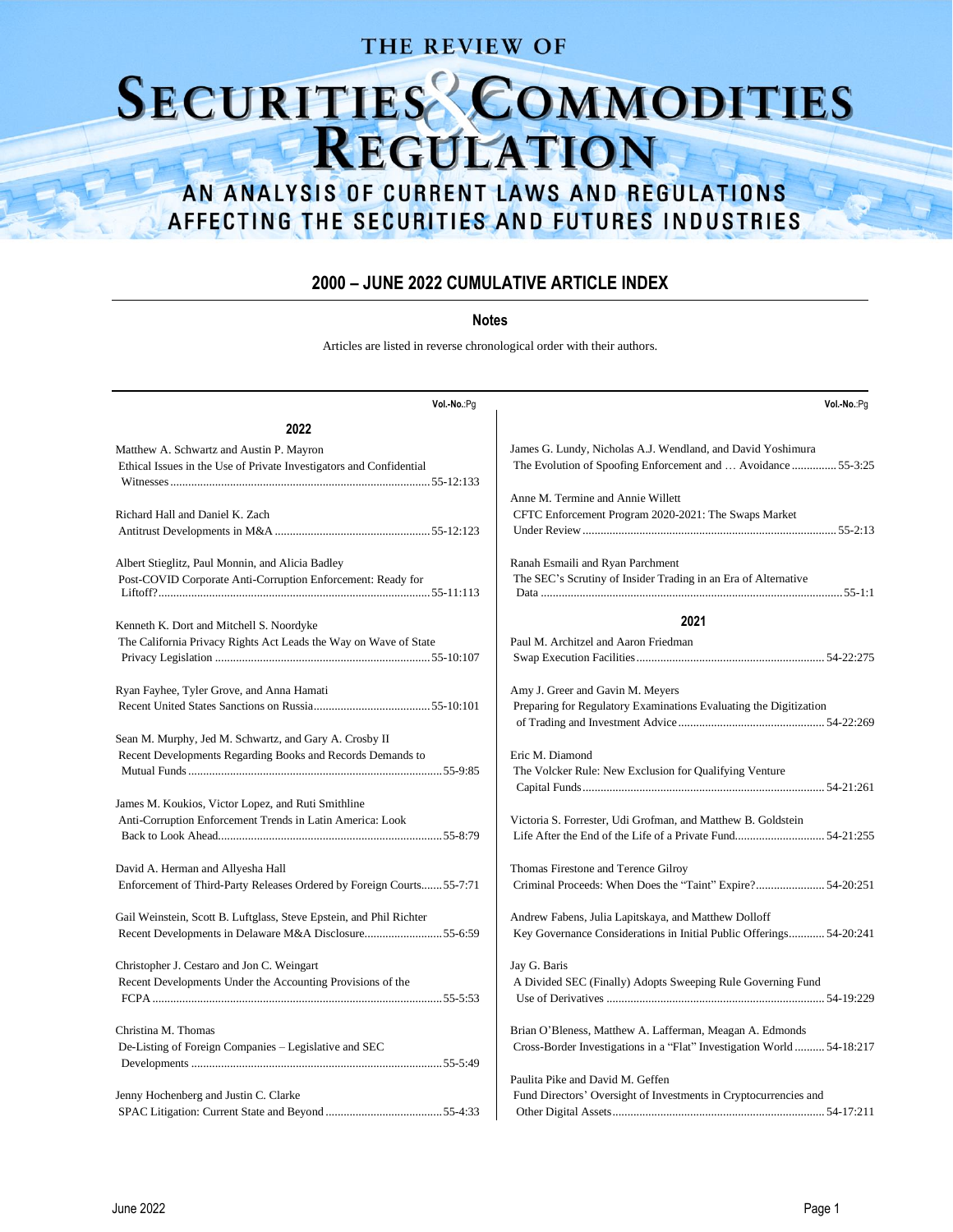// THE REVIEW OF
# SECURITIES & COMMODITIES REGULATION

AN ANALYSIS OF CURRENT LAWS AND REGULATIONS AFFECTING THE SECURITIES AND FUTURES INDUSTRIES

## 2000 – JUNE 2022 CUMULATIVE ARTICLE INDEX

### Notes

Articles are listed in reverse chronological order with their authors.

**Vol.-No.**:Pg

### 2022

Matthew A. Schwartz and Austin P. Mayron
Ethical Issues in the Use of Private Investigators and Confidential Witnesses ........ 55-12:133

Richard Hall and Daniel K. Zach
Antitrust Developments in M&A ........ 55-12:123

Albert Stieglitz, Paul Monnin, and Alicia Badley
Post-COVID Corporate Anti-Corruption Enforcement: Ready for Liftoff? ........ 55-11:113

Kenneth K. Dort and Mitchell S. Noordyke
The California Privacy Rights Act Leads the Way on Wave of State Privacy Legislation ........ 55-10:107

Ryan Fayhee, Tyler Grove, and Anna Hamati
Recent United States Sanctions on Russia ........ 55-10:101

Sean M. Murphy, Jed M. Schwartz, and Gary A. Crosby II
Recent Developments Regarding Books and Records Demands to Mutual Funds ........ 55-9:85

James M. Koukios, Victor Lopez, and Ruti Smithline
Anti-Corruption Enforcement Trends in Latin America: Look Back to Look Ahead ........ 55-8:79

David A. Herman and Allyesha Hall
Enforcement of Third-Party Releases Ordered by Foreign Courts ........ 55-7:71

Gail Weinstein, Scott B. Luftglass, Steve Epstein, and Phil Richter
Recent Developments in Delaware M&A Disclosure ........ 55-6:59

Christopher J. Cestaro and Jon C. Weingart
Recent Developments Under the Accounting Provisions of the FCPA ........ 55-5:53

Christina M. Thomas
De-Listing of Foreign Companies – Legislative and SEC Developments ........ 55-5:49

Jenny Hochenberg and Justin C. Clarke
SPAC Litigation: Current State and Beyond ........ 55-4:33

James G. Lundy, Nicholas A.J. Wendland, and David Yoshimura
The Evolution of Spoofing Enforcement and … Avoidance ........ 55-3:25

Anne M. Termine and Annie Willett
CFTC Enforcement Program 2020-2021: The Swaps Market Under Review ........ 55-2:13

Ranah Esmaili and Ryan Parchment
The SEC's Scrutiny of Insider Trading in an Era of Alternative Data ........ 55-1:1

### 2021

Paul M. Architzel and Aaron Friedman
Swap Execution Facilities ........ 54-22:275

Amy J. Greer and Gavin M. Meyers
Preparing for Regulatory Examinations Evaluating the Digitization of Trading and Investment Advice ........ 54-22:269

Eric M. Diamond
The Volcker Rule: New Exclusion for Qualifying Venture Capital Funds ........ 54-21:261

Victoria S. Forrester, Udi Grofman, and Matthew B. Goldstein
Life After the End of the Life of a Private Fund ........ 54-21:255

Thomas Firestone and Terence Gilroy
Criminal Proceeds: When Does the "Taint" Expire? ........ 54-20:251

Andrew Fabens, Julia Lapitskaya, and Matthew Dolloff
Key Governance Considerations in Initial Public Offerings ........ 54-20:241

Jay G. Baris
A Divided SEC (Finally) Adopts Sweeping Rule Governing Fund Use of Derivatives ........ 54-19:229

Brian O'Bleness, Matthew A. Lafferman, Meagan A. Edmonds
Cross-Border Investigations in a "Flat" Investigation World ........ 54-18:217

Paulita Pike and David M. Geffen
Fund Directors' Oversight of Investments in Cryptocurrencies and Other Digital Assets ........ 54-17:211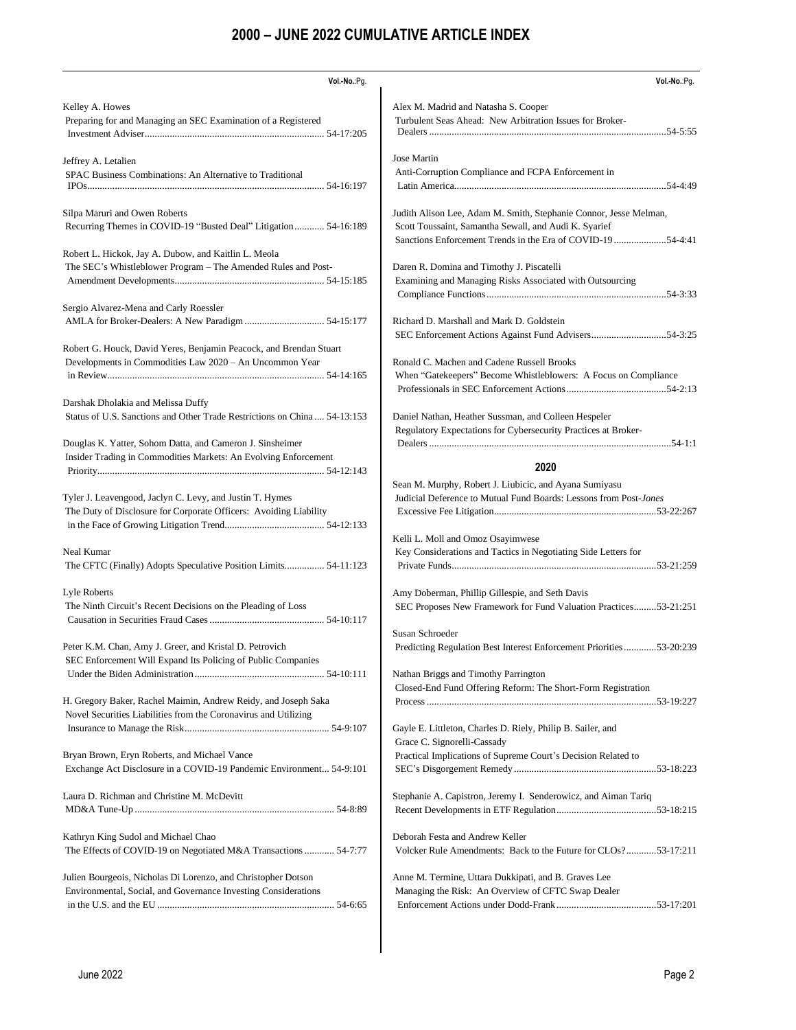# 2000 – JUNE 2022 CUMULATIVE ARTICLE INDEX

**Vol.-No.**:Pg.

Kelley A. Howes
Preparing for and Managing an SEC Examination of a Registered Investment Adviser........ 54-17:205

Jeffrey A. Letalien
SPAC Business Combinations: An Alternative to Traditional IPOs........ 54-16:197

Silpa Maruri and Owen Roberts
Recurring Themes in COVID-19 "Busted Deal" Litigation........ 54-16:189

Robert L. Hickok, Jay A. Dubow, and Kaitlin L. Meola
The SEC's Whistleblower Program – The Amended Rules and Post-Amendment Developments........ 54-15:185

Sergio Alvarez-Mena and Carly Roessler
AMLA for Broker-Dealers: A New Paradigm........ 54-15:177

Robert G. Houck, David Yeres, Benjamin Peacock, and Brendan Stuart
Developments in Commodities Law 2020 – An Uncommon Year in Review........ 54-14:165

Darshak Dholakia and Melissa Duffy
Status of U.S. Sanctions and Other Trade Restrictions on China........ 54-13:153

Douglas K. Yatter, Sohom Datta, and Cameron J. Sinsheimer
Insider Trading in Commodities Markets: An Evolving Enforcement Priority........ 54-12:143

Tyler J. Leavengood, Jaclyn C. Levy, and Justin T. Hymes
The Duty of Disclosure for Corporate Officers: Avoiding Liability in the Face of Growing Litigation Trend........ 54-12:133

Neal Kumar
The CFTC (Finally) Adopts Speculative Position Limits........ 54-11:123

Lyle Roberts
The Ninth Circuit's Recent Decisions on the Pleading of Loss Causation in Securities Fraud Cases........ 54-10:117

Peter K.M. Chan, Amy J. Greer, and Kristal D. Petrovich
SEC Enforcement Will Expand Its Policing of Public Companies Under the Biden Administration........ 54-10:111

H. Gregory Baker, Rachel Maimin, Andrew Reidy, and Joseph Saka
Novel Securities Liabilities from the Coronavirus and Utilizing Insurance to Manage the Risk........ 54-9:107

Bryan Brown, Eryn Roberts, and Michael Vance
Exchange Act Disclosure in a COVID-19 Pandemic Environment........ 54-9:101

Laura D. Richman and Christine M. McDevitt
MD&A Tune-Up........ 54-8:89

Kathryn King Sudol and Michael Chao
The Effects of COVID-19 on Negotiated M&A Transactions........ 54-7:77

Julien Bourgeois, Nicholas Di Lorenzo, and Christopher Dotson
Environmental, Social, and Governance Investing Considerations in the U.S. and the EU........ 54-6:65

Alex M. Madrid and Natasha S. Cooper
Turbulent Seas Ahead: New Arbitration Issues for Broker-Dealers........ 54-5:55

Jose Martin
Anti-Corruption Compliance and FCPA Enforcement in Latin America........ 54-4:49

Judith Alison Lee, Adam M. Smith, Stephanie Connor, Jesse Melman, Scott Toussaint, Samantha Sewall, and Audi K. Syarief
Sanctions Enforcement Trends in the Era of COVID-19........ 54-4:41

Daren R. Domina and Timothy J. Piscatelli
Examining and Managing Risks Associated with Outsourcing Compliance Functions........ 54-3:33

Richard D. Marshall and Mark D. Goldstein
SEC Enforcement Actions Against Fund Advisers........ 54-3:25

Ronald C. Machen and Cadene Russell Brooks
When "Gatekeepers" Become Whistleblowers: A Focus on Compliance Professionals in SEC Enforcement Actions........ 54-2:13

Daniel Nathan, Heather Sussman, and Colleen Hespeler
Regulatory Expectations for Cybersecurity Practices at Broker-Dealers........ 54-1:1

## 2020

Sean M. Murphy, Robert J. Liubicic, and Ayana Sumiyasu
Judicial Deference to Mutual Fund Boards: Lessons from Post-*Jones* Excessive Fee Litigation........ 53-22:267

Kelli L. Moll and Omoz Osayimwese
Key Considerations and Tactics in Negotiating Side Letters for Private Funds........ 53-21:259

Amy Doberman, Phillip Gillespie, and Seth Davis
SEC Proposes New Framework for Fund Valuation Practices........ 53-21:251

Susan Schroeder
Predicting Regulation Best Interest Enforcement Priorities........ 53-20:239

Nathan Briggs and Timothy Parrington
Closed-End Fund Offering Reform: The Short-Form Registration Process........ 53-19:227

Gayle E. Littleton, Charles D. Riely, Philip B. Sailer, and Grace C. Signorelli-Cassady
Practical Implications of Supreme Court's Decision Related to SEC's Disgorgement Remedy........ 53-18:223

Stephanie A. Capistron, Jeremy I. Senderowicz, and Aiman Tariq
Recent Developments in ETF Regulation........ 53-18:215

Deborah Festa and Andrew Keller
Volcker Rule Amendments: Back to the Future for CLOs?........ 53-17:211

Anne M. Termine, Uttara Dukkipati, and B. Graves Lee
Managing the Risk: An Overview of CFTC Swap Dealer Enforcement Actions under Dodd-Frank........ 53-17:201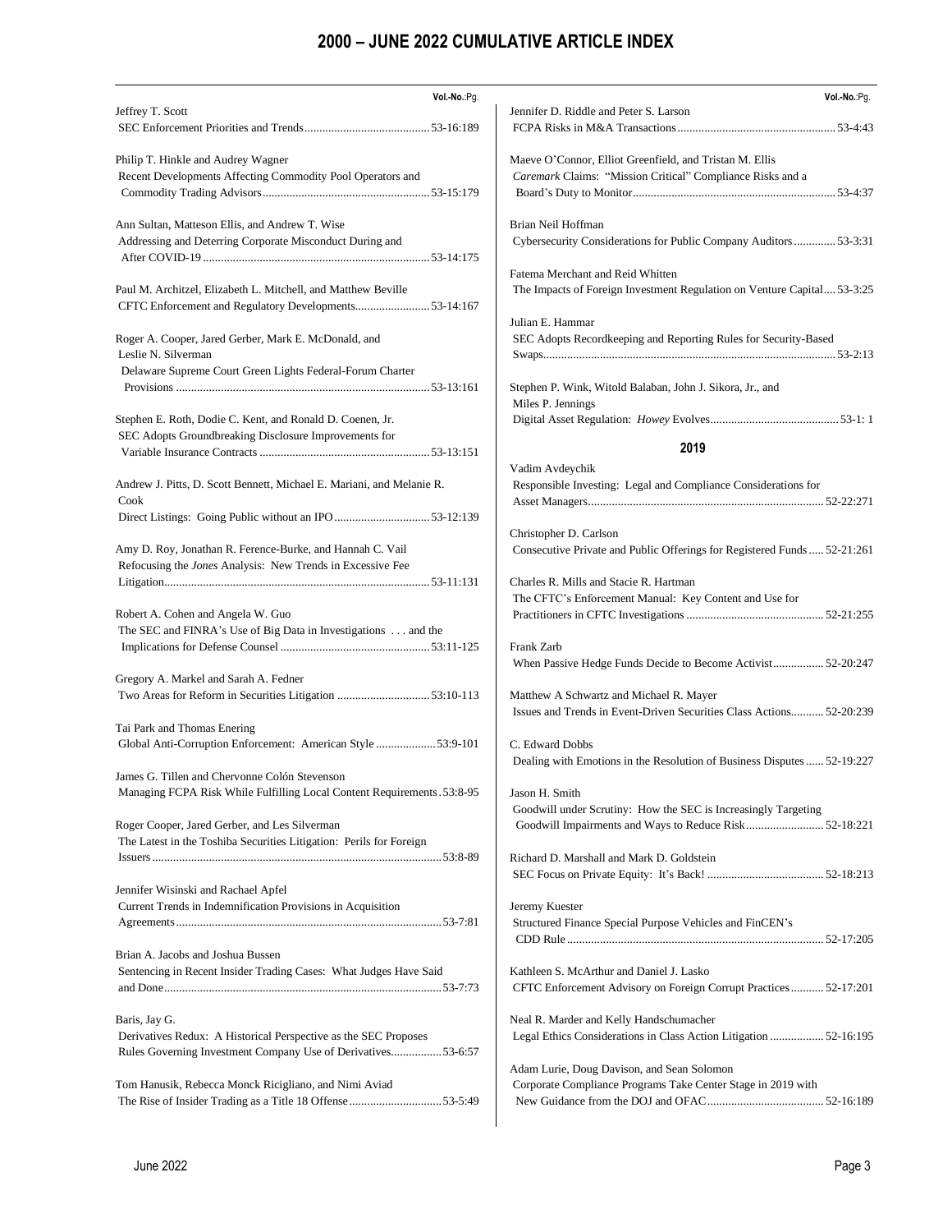# 2000 – JUNE 2022 CUMULATIVE ARTICLE INDEX

Vol.-No.:Pg.

Jeffrey T. Scott
SEC Enforcement Priorities and Trends.........................................53-16:189

Philip T. Hinkle and Audrey Wagner
Recent Developments Affecting Commodity Pool Operators and Commodity Trading Advisors........................................................53-15:179

Ann Sultan, Matteson Ellis, and Andrew T. Wise
Addressing and Deterring Corporate Misconduct During and After COVID-19...........................................................................53-14:175

Paul M. Architzel, Elizabeth L. Mitchell, and Matthew Beville
CFTC Enforcement and Regulatory Developments.........................53-14:167

Roger A. Cooper, Jared Gerber, Mark E. McDonald, and Leslie N. Silverman
Delaware Supreme Court Green Lights Federal-Forum Charter Provisions ...................................................................................53-13:161

Stephen E. Roth, Dodie C. Kent, and Ronald D. Coenen, Jr.
SEC Adopts Groundbreaking Disclosure Improvements for Variable Insurance Contracts ........................................................53-13:151

Andrew J. Pitts, D. Scott Bennett, Michael E. Mariani, and Melanie R. Cook
Direct Listings: Going Public without an IPO................................53-12:139

Amy D. Roy, Jonathan R. Ference-Burke, and Hannah C. Vail
Refocusing the *Jones* Analysis: New Trends in Excessive Fee Litigation........................................................................................53-11:131

Robert A. Cohen and Angela W. Guo
The SEC and FINRA's Use of Big Data in Investigations . . . and the Implications for Defense Counsel .................................................53:11-125

Gregory A. Markel and Sarah A. Fedner
Two Areas for Reform in Securities Litigation ...............................53:10-113

Tai Park and Thomas Enering
Global Anti-Corruption Enforcement: American Style ....................53:9-101

James G. Tillen and Chervonne Colón Stevenson
Managing FCPA Risk While Fulfilling Local Content Requirements.53:8-95

Roger Cooper, Jared Gerber, and Les Silverman
The Latest in the Toshiba Securities Litigation: Perils for Foreign Issuers.................................................................................................53:8-89

Jennifer Wisinski and Rachael Apfel
Current Trends in Indemnification Provisions in Acquisition Agreements........................................................................................53-7:81

Brian A. Jacobs and Joshua Bussen
Sentencing in Recent Insider Trading Cases: What Judges Have Said and Done...........................................................................................53-7:73

Baris, Jay G.
Derivatives Redux: A Historical Perspective as the SEC Proposes Rules Governing Investment Company Use of Derivatives.................53-6:57

Tom Hanusik, Rebecca Monck Ricigliano, and Nimi Aviad
The Rise of Insider Trading as a Title 18 Offense..............................53-5:49

Jennifer D. Riddle and Peter S. Larson
FCPA Risks in M&A Transactions....................................................53-4:43

Maeve O'Connor, Elliot Greenfield, and Tristan M. Ellis
*Caremark* Claims: "Mission Critical" Compliance Risks and a Board's Duty to Monitor...................................................................53-4:37

Brian Neil Hoffman
Cybersecurity Considerations for Public Company Auditors..............53-3:31

Fatema Merchant and Reid Whitten
The Impacts of Foreign Investment Regulation on Venture Capital....53-3:25

Julian E. Hammar
SEC Adopts Recordkeeping and Reporting Rules for Security-Based Swaps.................................................................................................53-2:13

Stephen P. Wink, Witold Balaban, John J. Sikora, Jr., and Miles P. Jennings
Digital Asset Regulation: *Howey* Evolves..........................................53-1: 1

## 2019

Vadim Avdeychik
Responsible Investing: Legal and Compliance Considerations for Asset Managers..............................................................................52-22:271

Christopher D. Carlson
Consecutive Private and Public Offerings for Registered Funds......52-21:261

Charles R. Mills and Stacie R. Hartman
The CFTC's Enforcement Manual: Key Content and Use for Practitioners in CFTC Investigations .............................................52-21:255

Frank Zarb
When Passive Hedge Funds Decide to Become Activist.................52-20:247

Matthew A Schwartz and Michael R. Mayer
Issues and Trends in Event-Driven Securities Class Actions...........52-20:239

C. Edward Dobbs
Dealing with Emotions in the Resolution of Business Disputes......52-19:227

Jason H. Smith
Goodwill under Scrutiny: How the SEC is Increasingly Targeting Goodwill Impairments and Ways to Reduce Risk..........................52-18:221

Richard D. Marshall and Mark D. Goldstein
SEC Focus on Private Equity: It's Back! .......................................52-18:213

Jeremy Kuester
Structured Finance Special Purpose Vehicles and FinCEN's CDD Rule......................................................................................52-17:205

Kathleen S. McArthur and Daniel J. Lasko
CFTC Enforcement Advisory on Foreign Corrupt Practices...........52-17:201

Neal R. Marder and Kelly Handschumacher
Legal Ethics Considerations in Class Action Litigation ..................52-16:195

Adam Lurie, Doug Davison, and Sean Solomon
Corporate Compliance Programs Take Center Stage in 2019 with New Guidance from the DOJ and OFAC.......................................52-16:189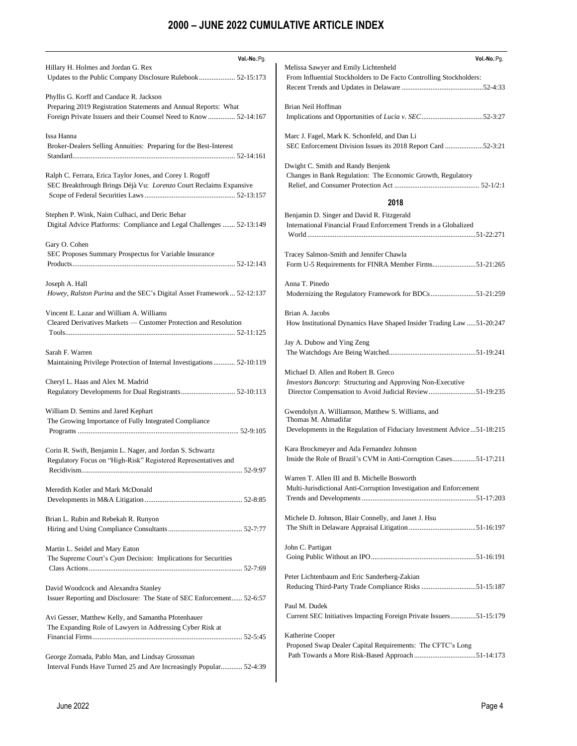# 2000 – JUNE 2022 CUMULATIVE ARTICLE INDEX

**Vol.-No.**:Pg.

Hillary H. Holmes and Jordan G. Rex
Updates to the Public Company Disclosure Rulebook.................... 52-15:173

Phyllis G. Korff and Candace R. Jackson
Preparing 2019 Registration Statements and Annual Reports: What Foreign Private Issuers and their Counsel Need to Know ............... 52-14:167

Issa Hanna
Broker-Dealers Selling Annuities: Preparing for the Best-Interest Standard........................................................................................ 52-14:161

Ralph C. Ferrara, Erica Taylor Jones, and Corey I. Rogoff
SEC Breakthrough Brings Déjà Vu: *Lorenzo* Court Reclaims Expansive Scope of Federal Securities Laws ................................................. 52-13:157

Stephen P. Wink, Naim Culhaci, and Deric Behar
Digital Advice Platforms: Compliance and Legal Challenges ....... 52-13:149

Gary O. Cohen
SEC Proposes Summary Prospectus for Variable Insurance Products........................................................................................ 52-12:143

Joseph A. Hall
*Howey*, *Ralston Purina* and the SEC's Digital Asset Framework... 52-12:137

Vincent E. Lazar and William A. Williams
Cleared Derivatives Markets — Customer Protection and Resolution Tools............................................................................................ 52-11:125

Sarah F. Warren
Maintaining Privilege Protection of Internal Investigations............ 52-10:119

Cheryl L. Haas and Alex M. Madrid
Regulatory Developments for Dual Registrants............................. 52-10:113

William D. Semins and Jared Kephart
The Growing Importance of Fully Integrated Compliance Programs ....................................................................................... 52-9:105

Corin R. Swift, Benjamin L. Nager, and Jordan S. Schwartz
Regulatory Focus on "High-Risk" Registered Representatives and Recidivism........................................................................................ 52-9:97

Meredith Kotler and Mark McDonald
Developments in M&A Litigation ..................................................... 52-8:85

Brian L. Rubin and Rebekah R. Runyon
Hiring and Using Compliance Consultants........................................ 52-7:77

Martin L. Seidel and Mary Eaton
The Supreme Court's *Cyan* Decision: Implications for Securities Class Actions.................................................................................... 52-7:69

David Woodcock and Alexandra Stanley
Issuer Reporting and Disclosure: The State of SEC Enforcement...... 52-6:57

Avi Gesser, Matthew Kelly, and Samantha Pfotenhauer
The Expanding Role of Lawyers in Addressing Cyber Risk at Financial Firms.................................................................................. 52-5:45

George Zornada, Pablo Man, and Lindsay Grossman
Interval Funds Have Turned 25 and Are Increasingly Popular............ 52-4:39

Melissa Sawyer and Emily Lichtenheld
From Influential Stockholders to De Facto Controlling Stockholders: Recent Trends and Updates in Delaware ............................................52-4:33

Brian Neil Hoffman
Implications and Opportunities of *Lucia v. SEC*..................................52-3:27

Marc J. Fagel, Mark K. Schonfeld, and Dan Li
SEC Enforcement Division Issues its 2018 Report Card .....................52-3:21

Dwight C. Smith and Randy Benjenk
Changes in Bank Regulation: The Economic Growth, Regulatory Relief, and Consumer Protection Act .............................................. 52-1/2:1

## 2018

Benjamin D. Singer and David R. Fitzgerald
International Financial Fraud Enforcement Trends in a Globalized World ............................................................................................51-22:271

Tracey Salmon-Smith and Jennifer Chawla
Form U-5 Requirements for FINRA Member Firms........................51-21:265

Anna T. Pinedo
Modernizing the Regulatory Framework for BDCs.........................51-21:259

Brian A. Jacobs
How Institutional Dynamics Have Shaped Insider Trading Law .....51-20:247

Jay A. Dubow and Ying Zeng
The Watchdogs Are Being Watched................................................51-19:241

Michael D. Allen and Robert B. Greco
*Investors Bancorp*: Structuring and Approving Non-Executive Director Compensation to Avoid Judicial Review..........................51-19:235

Gwendolyn A. Williamson, Matthew S. Williams, and Thomas M. Ahmadifar
Developments in the Regulation of Fiduciary Investment Advice...51-18:215

Kara Brockmeyer and Ada Fernandez Johnson
Inside the Role of Brazil's CVM in Anti-Corruption Cases.............51-17:211

Warren T. Allen III and B. Michelle Bosworth
Multi-Jurisdictional Anti-Corruption Investigation and Enforcement Trends and Developments ..............................................................51-17:203

Michele D. Johnson, Blair Connelly, and Janet J. Hsu
The Shift in Delaware Appraisal Litigation.....................................51-16:197

John C. Partigan
Going Public Without an IPO..........................................................51-16:191

Peter Lichtenbaum and Eric Sanderberg-Zakian
Reducing Third-Party Trade Compliance Risks ..............................51-15:187

Paul M. Dudek
Current SEC Initiatives Impacting Foreign Private Issuers..............51-15:179

Katherine Cooper
Proposed Swap Dealer Capital Requirements: The CFTC's Long Path Towards a More Risk-Based Approach ..................................51-14:173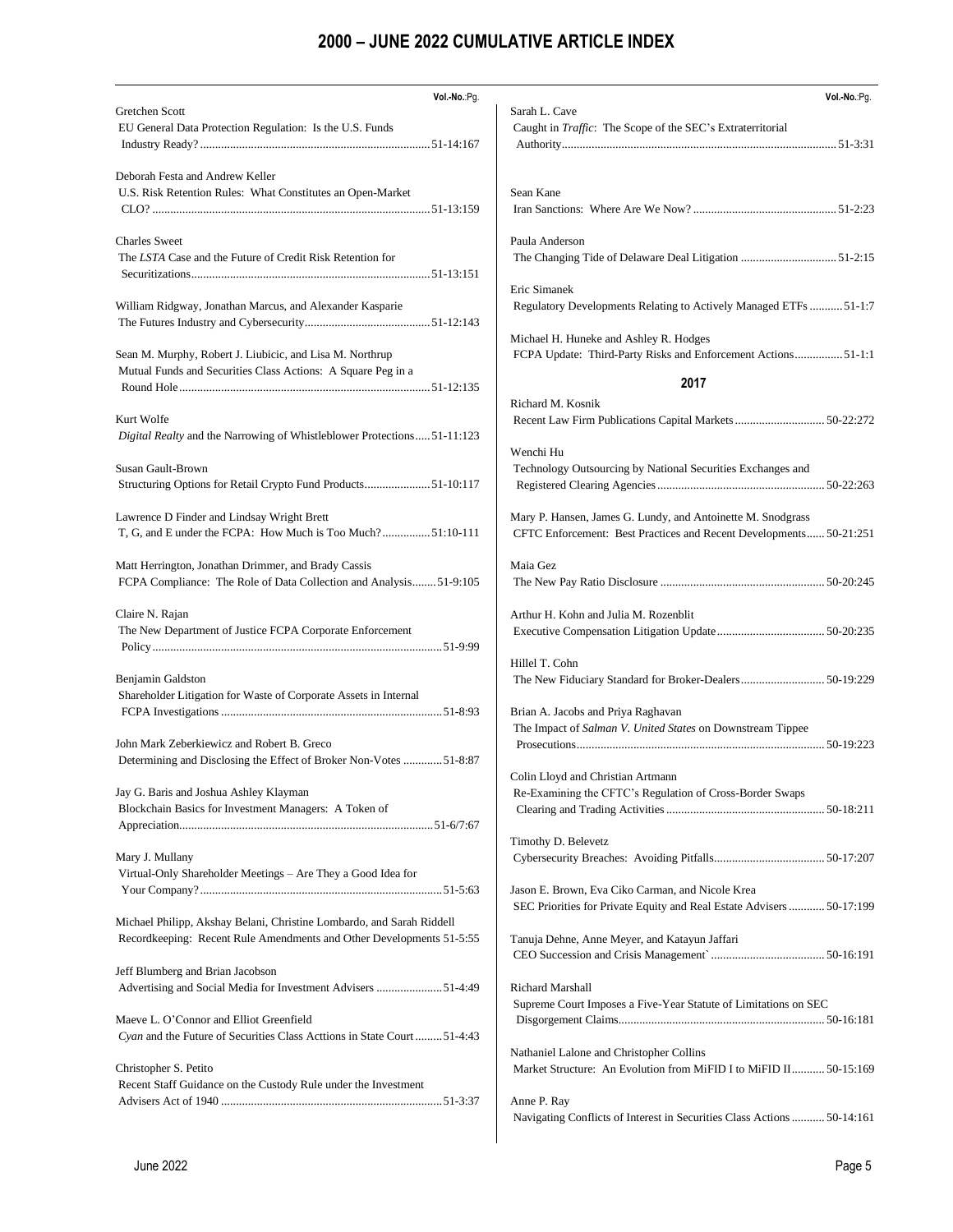# 2000 – JUNE 2022 CUMULATIVE ARTICLE INDEX

**Vol.-No.**:Pg.

Gretchen Scott
EU General Data Protection Regulation: Is the U.S. Funds Industry Ready? ........ 51-14:167

Deborah Festa and Andrew Keller
U.S. Risk Retention Rules: What Constitutes an Open-Market CLO? ........ 51-13:159

Charles Sweet
The *LSTA* Case and the Future of Credit Risk Retention for Securitizations ........ 51-13:151

William Ridgway, Jonathan Marcus, and Alexander Kasparie
The Futures Industry and Cybersecurity ........ 51-12:143

Sean M. Murphy, Robert J. Liubicic, and Lisa M. Northrup
Mutual Funds and Securities Class Actions: A Square Peg in a Round Hole ........ 51-12:135

Kurt Wolfe
*Digital Realty* and the Narrowing of Whistleblower Protections ........ 51-11:123

Susan Gault-Brown
Structuring Options for Retail Crypto Fund Products ........ 51-10:117

Lawrence D Finder and Lindsay Wright Brett
T, G, and E under the FCPA: How Much is Too Much? ........ 51:10-111

Matt Herrington, Jonathan Drimmer, and Brady Cassis
FCPA Compliance: The Role of Data Collection and Analysis ........ 51-9:105

Claire N. Rajan
The New Department of Justice FCPA Corporate Enforcement Policy ........ 51-9:99

Benjamin Galdston
Shareholder Litigation for Waste of Corporate Assets in Internal FCPA Investigations ........ 51-8:93

John Mark Zeberkiewicz and Robert B. Greco
Determining and Disclosing the Effect of Broker Non-Votes ........ 51-8:87

Jay G. Baris and Joshua Ashley Klayman
Blockchain Basics for Investment Managers: A Token of Appreciation ........ 51-6/7:67

Mary J. Mullany
Virtual-Only Shareholder Meetings – Are They a Good Idea for Your Company? ........ 51-5:63

Michael Philipp, Akshay Belani, Christine Lombardo, and Sarah Riddell
Recordkeeping: Recent Rule Amendments and Other Developments 51-5:55

Jeff Blumberg and Brian Jacobson
Advertising and Social Media for Investment Advisers ........ 51-4:49

Maeve L. O'Connor and Elliot Greenfield
*Cyan* and the Future of Securities Class Acttions in State Court ........ 51-4:43

Christopher S. Petito
Recent Staff Guidance on the Custody Rule under the Investment Advisers Act of 1940 ........ 51-3:37

Sarah L. Cave
Caught in *Traffic*: The Scope of the SEC's Extraterritorial Authority ........ 51-3:31

Sean Kane
Iran Sanctions: Where Are We Now? ........ 51-2:23

Paula Anderson
The Changing Tide of Delaware Deal Litigation ........ 51-2:15

Eric Simanek
Regulatory Developments Relating to Actively Managed ETFs ........ 51-1:7

Michael H. Huneke and Ashley R. Hodges
FCPA Update: Third-Party Risks and Enforcement Actions ........ 51-1:1

## 2017

Richard M. Kosnik
Recent Law Firm Publications Capital Markets ........ 50-22:272

Wenchi Hu
Technology Outsourcing by National Securities Exchanges and Registered Clearing Agencies ........ 50-22:263

Mary P. Hansen, James G. Lundy, and Antoinette M. Snodgrass
CFTC Enforcement: Best Practices and Recent Developments ........ 50-21:251

Maia Gez
The New Pay Ratio Disclosure ........ 50-20:245

Arthur H. Kohn and Julia M. Rozenblit
Executive Compensation Litigation Update ........ 50-20:235

Hillel T. Cohn
The New Fiduciary Standard for Broker-Dealers ........ 50-19:229

Brian A. Jacobs and Priya Raghavan
The Impact of *Salman V. United States* on Downstream Tippee Prosecutions ........ 50-19:223

Colin Lloyd and Christian Artmann
Re-Examining the CFTC's Regulation of Cross-Border Swaps Clearing and Trading Activities ........ 50-18:211

Timothy D. Belevetz
Cybersecurity Breaches: Avoiding Pitfalls ........ 50-17:207

Jason E. Brown, Eva Ciko Carman, and Nicole Krea
SEC Priorities for Private Equity and Real Estate Advisers ........ 50-17:199

Tanuja Dehne, Anne Meyer, and Katayun Jaffari
CEO Succession and Crisis Management` ........ 50-16:191

Richard Marshall
Supreme Court Imposes a Five-Year Statute of Limitations on SEC Disgorgement Claims ........ 50-16:181

Nathaniel Lalone and Christopher Collins
Market Structure: An Evolution from MiFID I to MiFID II ........ 50-15:169

Anne P. Ray
Navigating Conflicts of Interest in Securities Class Actions ........ 50-14:161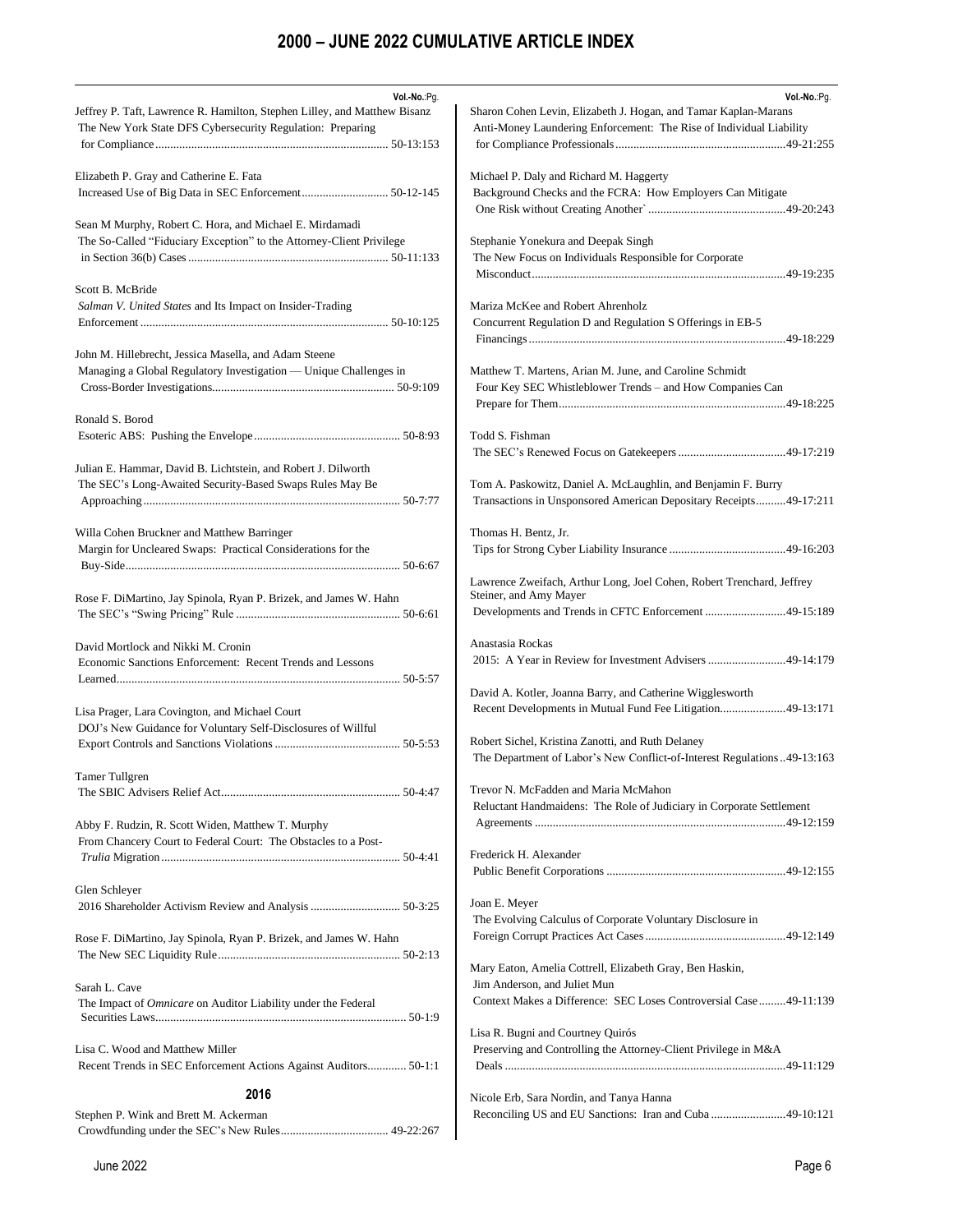# 2000 – JUNE 2022 CUMULATIVE ARTICLE INDEX

**Vol.-No.**:Pg.

Jeffrey P. Taft, Lawrence R. Hamilton, Stephen Lilley, and Matthew Bisanz
The New York State DFS Cybersecurity Regulation: Preparing for Compliance ........ 50-13:153

Elizabeth P. Gray and Catherine E. Fata
Increased Use of Big Data in SEC Enforcement ........ 50-12-145

Sean M Murphy, Robert C. Hora, and Michael E. Mirdamadi
The So-Called "Fiduciary Exception" to the Attorney-Client Privilege in Section 36(b) Cases ........ 50-11:133

Scott B. McBride
*Salman V. United States* and Its Impact on Insider-Trading Enforcement ........ 50-10:125

John M. Hillebrecht, Jessica Masella, and Adam Steene
Managing a Global Regulatory Investigation — Unique Challenges in Cross-Border Investigations ........ 50-9:109

Ronald S. Borod
Esoteric ABS: Pushing the Envelope ........ 50-8:93

Julian E. Hammar, David B. Lichtstein, and Robert J. Dilworth
The SEC's Long-Awaited Security-Based Swaps Rules May Be Approaching ........ 50-7:77

Willa Cohen Bruckner and Matthew Barringer
Margin for Uncleared Swaps: Practical Considerations for the Buy-Side ........ 50-6:67

Rose F. DiMartino, Jay Spinola, Ryan P. Brizek, and James W. Hahn
The SEC's "Swing Pricing" Rule ........ 50-6:61

David Mortlock and Nikki M. Cronin
Economic Sanctions Enforcement: Recent Trends and Lessons Learned ........ 50-5:57

Lisa Prager, Lara Covington, and Michael Court
DOJ's New Guidance for Voluntary Self-Disclosures of Willful Export Controls and Sanctions Violations ........ 50-5:53

Tamer Tullgren
The SBIC Advisers Relief Act ........ 50-4:47

Abby F. Rudzin, R. Scott Widen, Matthew T. Murphy
From Chancery Court to Federal Court: The Obstacles to a Post-*Trulia* Migration ........ 50-4:41

Glen Schleyer
2016 Shareholder Activism Review and Analysis ........ 50-3:25

Rose F. DiMartino, Jay Spinola, Ryan P. Brizek, and James W. Hahn
The New SEC Liquidity Rule ........ 50-2:13

Sarah L. Cave
The Impact of *Omnicare* on Auditor Liability under the Federal Securities Laws ........ 50-1:9

Lisa C. Wood and Matthew Miller
Recent Trends in SEC Enforcement Actions Against Auditors ........ 50-1:1

## 2016

Stephen P. Wink and Brett M. Ackerman
Crowdfunding under the SEC's New Rules ........ 49-22:267

**Vol.-No.**:Pg.

Sharon Cohen Levin, Elizabeth J. Hogan, and Tamar Kaplan-Marans
Anti-Money Laundering Enforcement: The Rise of Individual Liability for Compliance Professionals ........ 49-21:255

Michael P. Daly and Richard M. Haggerty
Background Checks and the FCRA: How Employers Can Mitigate One Risk without Creating Another` ........ 49-20:243

Stephanie Yonekura and Deepak Singh
The New Focus on Individuals Responsible for Corporate Misconduct ........ 49-19:235

Mariza McKee and Robert Ahrenholz
Concurrent Regulation D and Regulation S Offerings in EB-5 Financings ........ 49-18:229

Matthew T. Martens, Arian M. June, and Caroline Schmidt
Four Key SEC Whistleblower Trends – and How Companies Can Prepare for Them ........ 49-18:225

Todd S. Fishman
The SEC's Renewed Focus on Gatekeepers ........ 49-17:219

Tom A. Paskowitz, Daniel A. McLaughlin, and Benjamin F. Burry
Transactions in Unsponsored American Depositary Receipts ........ 49-17:211

Thomas H. Bentz, Jr.
Tips for Strong Cyber Liability Insurance ........ 49-16:203

Lawrence Zweifach, Arthur Long, Joel Cohen, Robert Trenchard, Jeffrey Steiner, and Amy Mayer
Developments and Trends in CFTC Enforcement ........ 49-15:189

Anastasia Rockas
2015: A Year in Review for Investment Advisers ........ 49-14:179

David A. Kotler, Joanna Barry, and Catherine Wigglesworth
Recent Developments in Mutual Fund Fee Litigation ........ 49-13:171

Robert Sichel, Kristina Zanotti, and Ruth Delaney
The Department of Labor's New Conflict-of-Interest Regulations ........ 49-13:163

Trevor N. McFadden and Maria McMahon
Reluctant Handmaidens: The Role of Judiciary in Corporate Settlement Agreements ........ 49-12:159

Frederick H. Alexander
Public Benefit Corporations ........ 49-12:155

Joan E. Meyer
The Evolving Calculus of Corporate Voluntary Disclosure in Foreign Corrupt Practices Act Cases ........ 49-12:149

Mary Eaton, Amelia Cottrell, Elizabeth Gray, Ben Haskin, Jim Anderson, and Juliet Mun
Context Makes a Difference: SEC Loses Controversial Case ........ 49-11:139

Lisa R. Bugni and Courtney Quirós
Preserving and Controlling the Attorney-Client Privilege in M&A Deals ........ 49-11:129

Nicole Erb, Sara Nordin, and Tanya Hanna
Reconciling US and EU Sanctions: Iran and Cuba ........ 49-10:121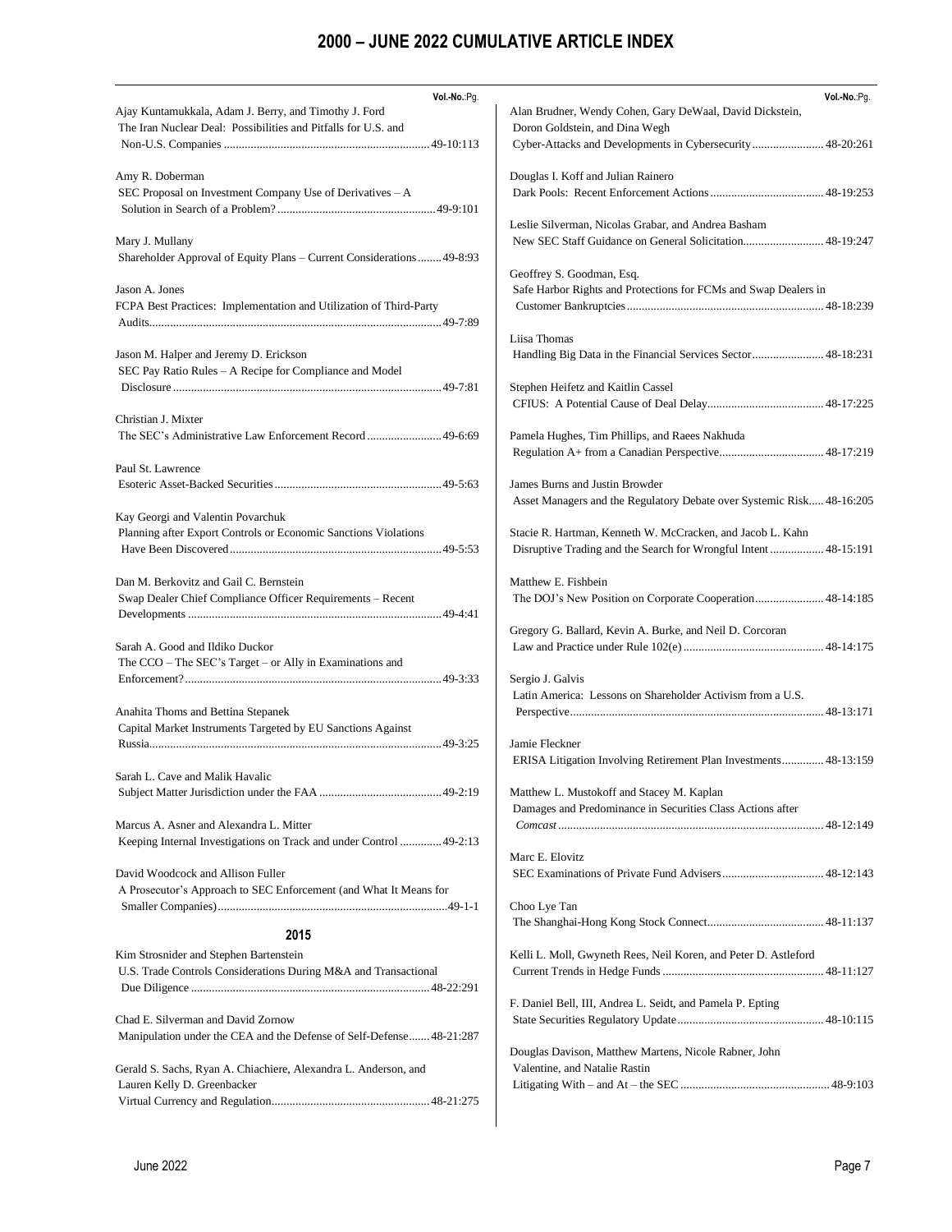# 2000 – JUNE 2022 CUMULATIVE ARTICLE INDEX

Vol.-No.:Pg.

Ajay Kuntamukkala, Adam J. Berry, and Timothy J. Ford
The Iran Nuclear Deal: Possibilities and Pitfalls for U.S. and Non-U.S. Companies .......... 49-10:113

Amy R. Doberman
SEC Proposal on Investment Company Use of Derivatives – A Solution in Search of a Problem? .......... 49-9:101

Mary J. Mullany
Shareholder Approval of Equity Plans – Current Considerations .......... 49-8:93

Jason A. Jones
FCPA Best Practices: Implementation and Utilization of Third-Party Audits .......... 49-7:89

Jason M. Halper and Jeremy D. Erickson
SEC Pay Ratio Rules – A Recipe for Compliance and Model Disclosure .......... 49-7:81

Christian J. Mixter
The SEC's Administrative Law Enforcement Record .......... 49-6:69

Paul St. Lawrence
Esoteric Asset-Backed Securities .......... 49-5:63

Kay Georgi and Valentin Povarchuk
Planning after Export Controls or Economic Sanctions Violations Have Been Discovered .......... 49-5:53

Dan M. Berkovitz and Gail C. Bernstein
Swap Dealer Chief Compliance Officer Requirements – Recent Developments .......... 49-4:41

Sarah A. Good and Ildiko Duckor
The CCO – The SEC's Target – or Ally in Examinations and Enforcement? .......... 49-3:33

Anahita Thoms and Bettina Stepanek
Capital Market Instruments Targeted by EU Sanctions Against Russia .......... 49-3:25

Sarah L. Cave and Malik Havalic
Subject Matter Jurisdiction under the FAA .......... 49-2:19

Marcus A. Asner and Alexandra L. Mitter
Keeping Internal Investigations on Track and under Control .......... 49-2:13

David Woodcock and Allison Fuller
A Prosecutor's Approach to SEC Enforcement (and What It Means for Smaller Companies) .......... 49-1-1

## 2015

Kim Strosnider and Stephen Bartenstein
U.S. Trade Controls Considerations During M&A and Transactional Due Diligence .......... 48-22:291

Chad E. Silverman and David Zornow
Manipulation under the CEA and the Defense of Self-Defense .......... 48-21:287

Gerald S. Sachs, Ryan A. Chiachiere, Alexandra L. Anderson, and Lauren Kelly D. Greenbacker
Virtual Currency and Regulation .......... 48-21:275

Alan Brudner, Wendy Cohen, Gary DeWaal, David Dickstein, Doron Goldstein, and Dina Wegh
Cyber-Attacks and Developments in Cybersecurity .......... 48-20:261

Douglas I. Koff and Julian Rainero
Dark Pools: Recent Enforcement Actions .......... 48-19:253

Leslie Silverman, Nicolas Grabar, and Andrea Basham
New SEC Staff Guidance on General Solicitation .......... 48-19:247

Geoffrey S. Goodman, Esq.
Safe Harbor Rights and Protections for FCMs and Swap Dealers in Customer Bankruptcies .......... 48-18:239

Liisa Thomas
Handling Big Data in the Financial Services Sector .......... 48-18:231

Stephen Heifetz and Kaitlin Cassel
CFIUS: A Potential Cause of Deal Delay .......... 48-17:225

Pamela Hughes, Tim Phillips, and Raees Nakhuda
Regulation A+ from a Canadian Perspective .......... 48-17:219

James Burns and Justin Browder
Asset Managers and the Regulatory Debate over Systemic Risk .......... 48-16:205

Stacie R. Hartman, Kenneth W. McCracken, and Jacob L. Kahn
Disruptive Trading and the Search for Wrongful Intent .......... 48-15:191

Matthew E. Fishbein
The DOJ's New Position on Corporate Cooperation .......... 48-14:185

Gregory G. Ballard, Kevin A. Burke, and Neil D. Corcoran
Law and Practice under Rule 102(e) .......... 48-14:175

Sergio J. Galvis
Latin America: Lessons on Shareholder Activism from a U.S. Perspective .......... 48-13:171

Jamie Fleckner
ERISA Litigation Involving Retirement Plan Investments .......... 48-13:159

Matthew L. Mustokoff and Stacey M. Kaplan
Damages and Predominance in Securities Class Actions after *Comcast* .......... 48-12:149

Marc E. Elovitz
SEC Examinations of Private Fund Advisers .......... 48-12:143

Choo Lye Tan
The Shanghai-Hong Kong Stock Connect .......... 48-11:137

Kelli L. Moll, Gwyneth Rees, Neil Koren, and Peter D. Astleford
Current Trends in Hedge Funds .......... 48-11:127

F. Daniel Bell, III, Andrea L. Seidt, and Pamela P. Epting
State Securities Regulatory Update .......... 48-10:115

Douglas Davison, Matthew Martens, Nicole Rabner, John Valentine, and Natalie Rastin
Litigating With – and At – the SEC .......... 48-9:103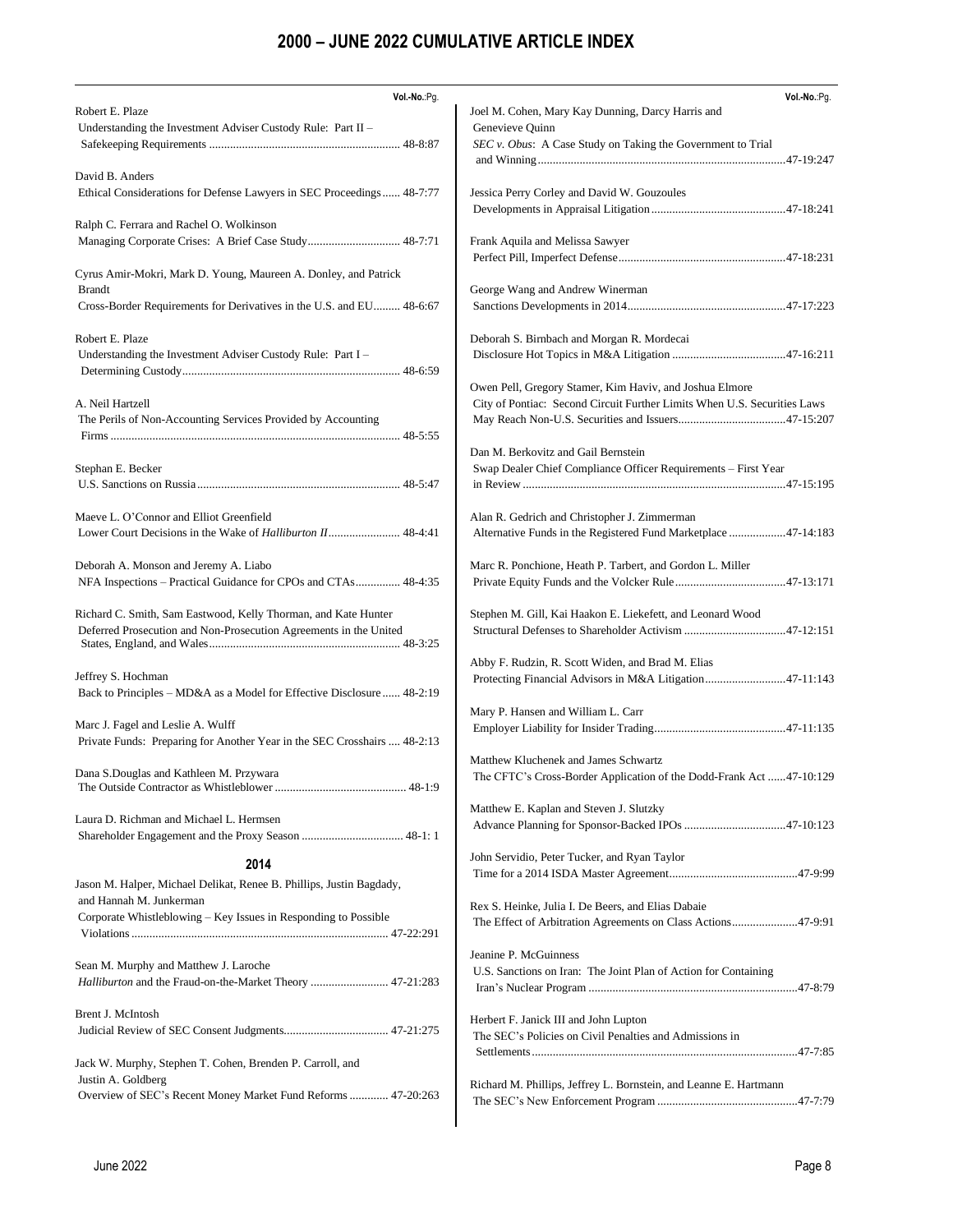# 2000 – JUNE 2022 CUMULATIVE ARTICLE INDEX

Vol.-No.:Pg.

Robert E. Plaze
Understanding the Investment Adviser Custody Rule: Part II – Safekeeping Requirements ............................................................... 48-8:87

David B. Anders
Ethical Considerations for Defense Lawyers in SEC Proceedings...... 48-7:77

Ralph C. Ferrara and Rachel O. Wolkinson
Managing Corporate Crises: A Brief Case Study.............................. 48-7:71

Cyrus Amir-Mokri, Mark D. Young, Maureen A. Donley, and Patrick Brandt
Cross-Border Requirements for Derivatives in the U.S. and EU......... 48-6:67

Robert E. Plaze
Understanding the Investment Adviser Custody Rule: Part I – Determining Custody........................................................................ 48-6:59

A. Neil Hartzell
The Perils of Non-Accounting Services Provided by Accounting Firms ................................................................................................ 48-5:55

Stephan E. Becker
U.S. Sanctions on Russia................................................................... 48-5:47

Maeve L. O'Connor and Elliot Greenfield
Lower Court Decisions in the Wake of *Halliburton II*........................ 48-4:41

Deborah A. Monson and Jeremy A. Liabo
NFA Inspections – Practical Guidance for CPOs and CTAs............... 48-4:35

Richard C. Smith, Sam Eastwood, Kelly Thorman, and Kate Hunter
Deferred Prosecution and Non-Prosecution Agreements in the United States, England, and Wales............................................................... 48-3:25

Jeffrey S. Hochman
Back to Principles – MD&A as a Model for Effective Disclosure...... 48-2:19

Marc J. Fagel and Leslie A. Wulff
Private Funds: Preparing for Another Year in the SEC Crosshairs .... 48-2:13

Dana S.Douglas and Kathleen M. Przywara
The Outside Contractor as Whistleblower ........................................... 48-1:9

Laura D. Richman and Michael L. Hermsen
Shareholder Engagement and the Proxy Season ................................. 48-1: 1

## 2014

Jason M. Halper, Michael Delikat, Renee B. Phillips, Justin Bagdady, and Hannah M. Junkerman
Corporate Whistleblowing – Key Issues in Responding to Possible Violations ...................................................................................... 47-22:291

Sean M. Murphy and Matthew J. Laroche
*Halliburton* and the Fraud-on-the-Market Theory .......................... 47-21:283

Brent J. McIntosh
Judicial Review of SEC Consent Judgments.................................. 47-21:275

Jack W. Murphy, Stephen T. Cohen, Brenden P. Carroll, and Justin A. Goldberg
Overview of SEC's Recent Money Market Fund Reforms ............. 47-20:263

Joel M. Cohen, Mary Kay Dunning, Darcy Harris and Genevieve Quinn
*SEC v. Obus*: A Case Study on Taking the Government to Trial and Winning..................................................................................47-19:247

Jessica Perry Corley and David W. Gouzoules
Developments in Appraisal Litigation............................................47-18:241

Frank Aquila and Melissa Sawyer
Perfect Pill, Imperfect Defense.......................................................47-18:231

George Wang and Andrew Winerman
Sanctions Developments in 2014....................................................47-17:223

Deborah S. Birnbach and Morgan R. Mordecai
Disclosure Hot Topics in M&A Litigation .....................................47-16:211

Owen Pell, Gregory Stamer, Kim Haviv, and Joshua Elmore
City of Pontiac: Second Circuit Further Limits When U.S. Securities Laws May Reach Non-U.S. Securities and Issuers...................................47-15:207

Dan M. Berkovitz and Gail Bernstein
Swap Dealer Chief Compliance Officer Requirements – First Year in Review .......................................................................................47-15:195

Alan R. Gedrich and Christopher J. Zimmerman
Alternative Funds in the Registered Fund Marketplace ...................47-14:183

Marc R. Ponchione, Heath P. Tarbert, and Gordon L. Miller
Private Equity Funds and the Volcker Rule....................................47-13:171

Stephen M. Gill, Kai Haakon E. Liekefett, and Leonard Wood
Structural Defenses to Shareholder Activism .................................47-12:151

Abby F. Rudzin, R. Scott Widen, and Brad M. Elias
Protecting Financial Advisors in M&A Litigation..........................47-11:143

Mary P. Hansen and William L. Carr
Employer Liability for Insider Trading...........................................47-11:135

Matthew Kluchenek and James Schwartz
The CFTC's Cross-Border Application of the Dodd-Frank Act ......47-10:129

Matthew E. Kaplan and Steven J. Slutzky
Advance Planning for Sponsor-Backed IPOs .................................47-10:123

John Servidio, Peter Tucker, and Ryan Taylor
Time for a 2014 ISDA Master Agreement..........................................47-9:99

Rex S. Heinke, Julia I. De Beers, and Elias Dabaie
The Effect of Arbitration Agreements on Class Actions.....................47-9:91

Jeanine P. McGuinness
U.S. Sanctions on Iran: The Joint Plan of Action for Containing Iran's Nuclear Program .....................................................................47-8:79

Herbert F. Janick III and John Lupton
The SEC's Policies on Civil Penalties and Admissions in Settlements........................................................................................47-7:85

Richard M. Phillips, Jeffrey L. Bornstein, and Leanne E. Hartmann
The SEC's New Enforcement Program ..............................................47-7:79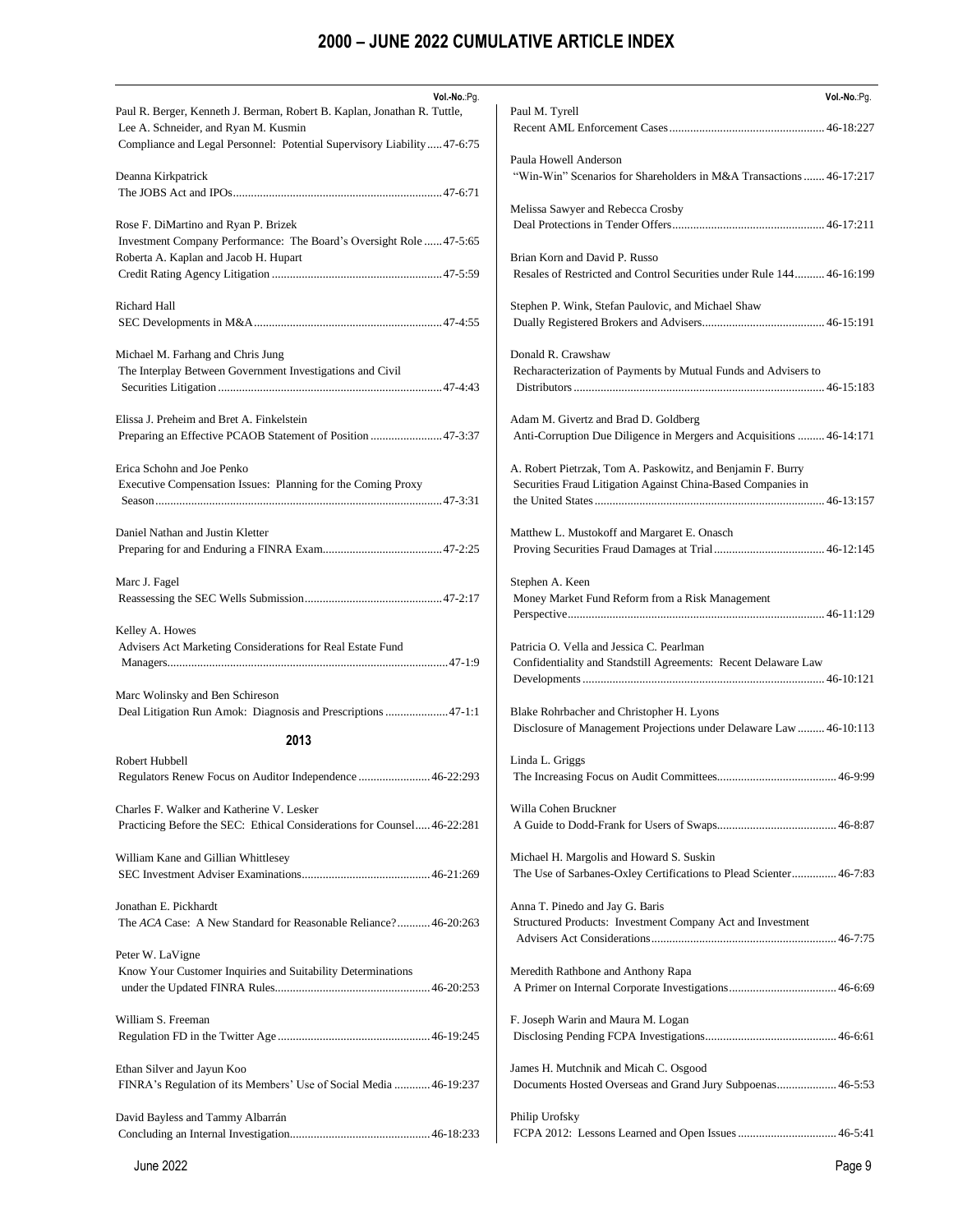# 2000 – JUNE 2022 CUMULATIVE ARTICLE INDEX

Vol.-No.:Pg.

Paul R. Berger, Kenneth J. Berman, Robert B. Kaplan, Jonathan R. Tuttle, Lee A. Schneider, and Ryan M. Kusmin
Compliance and Legal Personnel: Potential Supervisory Liability ..... 47-6:75

Deanna Kirkpatrick
The JOBS Act and IPOs ..... 47-6:71

Rose F. DiMartino and Ryan P. Brizek
Investment Company Performance: The Board's Oversight Role ..... 47-5:65

Roberta A. Kaplan and Jacob H. Hupart
Credit Rating Agency Litigation ..... 47-5:59

Richard Hall
SEC Developments in M&A ..... 47-4:55

Michael M. Farhang and Chris Jung
The Interplay Between Government Investigations and Civil Securities Litigation ..... 47-4:43

Elissa J. Preheim and Bret A. Finkelstein
Preparing an Effective PCAOB Statement of Position ..... 47-3:37

Erica Schohn and Joe Penko
Executive Compensation Issues: Planning for the Coming Proxy Season ..... 47-3:31

Daniel Nathan and Justin Kletter
Preparing for and Enduring a FINRA Exam ..... 47-2:25

Marc J. Fagel
Reassessing the SEC Wells Submission ..... 47-2:17

Kelley A. Howes
Advisers Act Marketing Considerations for Real Estate Fund Managers ..... 47-1:9

Marc Wolinsky and Ben Schireson
Deal Litigation Run Amok: Diagnosis and Prescriptions ..... 47-1:1

## 2013

Robert Hubbell
Regulators Renew Focus on Auditor Independence ..... 46-22:293

Charles F. Walker and Katherine V. Lesker
Practicing Before the SEC: Ethical Considerations for Counsel ..... 46-22:281

William Kane and Gillian Whittlesey
SEC Investment Adviser Examinations ..... 46-21:269

Jonathan E. Pickhardt
The *ACA* Case: A New Standard for Reasonable Reliance? ..... 46-20:263

Peter W. LaVigne
Know Your Customer Inquiries and Suitability Determinations under the Updated FINRA Rules ..... 46-20:253

William S. Freeman
Regulation FD in the Twitter Age ..... 46-19:245

Ethan Silver and Jayun Koo
FINRA's Regulation of its Members' Use of Social Media ..... 46-19:237

David Bayless and Tammy Albarrán
Concluding an Internal Investigation ..... 46-18:233

Paul M. Tyrell
Recent AML Enforcement Cases ..... 46-18:227

Paula Howell Anderson
"Win-Win" Scenarios for Shareholders in M&A Transactions ..... 46-17:217

Melissa Sawyer and Rebecca Crosby
Deal Protections in Tender Offers ..... 46-17:211

Brian Korn and David P. Russo
Resales of Restricted and Control Securities under Rule 144 ..... 46-16:199

Stephen P. Wink, Stefan Paulovic, and Michael Shaw
Dually Registered Brokers and Advisers ..... 46-15:191

Donald R. Crawshaw
Recharacterization of Payments by Mutual Funds and Advisers to Distributors ..... 46-15:183

Adam M. Givertz and Brad D. Goldberg
Anti-Corruption Due Diligence in Mergers and Acquisitions ..... 46-14:171

A. Robert Pietrzak, Tom A. Paskowitz, and Benjamin F. Burry
Securities Fraud Litigation Against China-Based Companies in the United States ..... 46-13:157

Matthew L. Mustokoff and Margaret E. Onasch
Proving Securities Fraud Damages at Trial ..... 46-12:145

Stephen A. Keen
Money Market Fund Reform from a Risk Management Perspective ..... 46-11:129

Patricia O. Vella and Jessica C. Pearlman
Confidentiality and Standstill Agreements: Recent Delaware Law Developments ..... 46-10:121

Blake Rohrbacher and Christopher H. Lyons
Disclosure of Management Projections under Delaware Law ..... 46-10:113

Linda L. Griggs
The Increasing Focus on Audit Committees ..... 46-9:99

Willa Cohen Bruckner
A Guide to Dodd-Frank for Users of Swaps ..... 46-8:87

Michael H. Margolis and Howard S. Suskin
The Use of Sarbanes-Oxley Certifications to Plead Scienter ..... 46-7:83

Anna T. Pinedo and Jay G. Baris
Structured Products: Investment Company Act and Investment Advisers Act Considerations ..... 46-7:75

Meredith Rathbone and Anthony Rapa
A Primer on Internal Corporate Investigations ..... 46-6:69

F. Joseph Warin and Maura M. Logan
Disclosing Pending FCPA Investigations ..... 46-6:61

James H. Mutchnik and Micah C. Osgood
Documents Hosted Overseas and Grand Jury Subpoenas ..... 46-5:53

Philip Urofsky
FCPA 2012: Lessons Learned and Open Issues ..... 46-5:41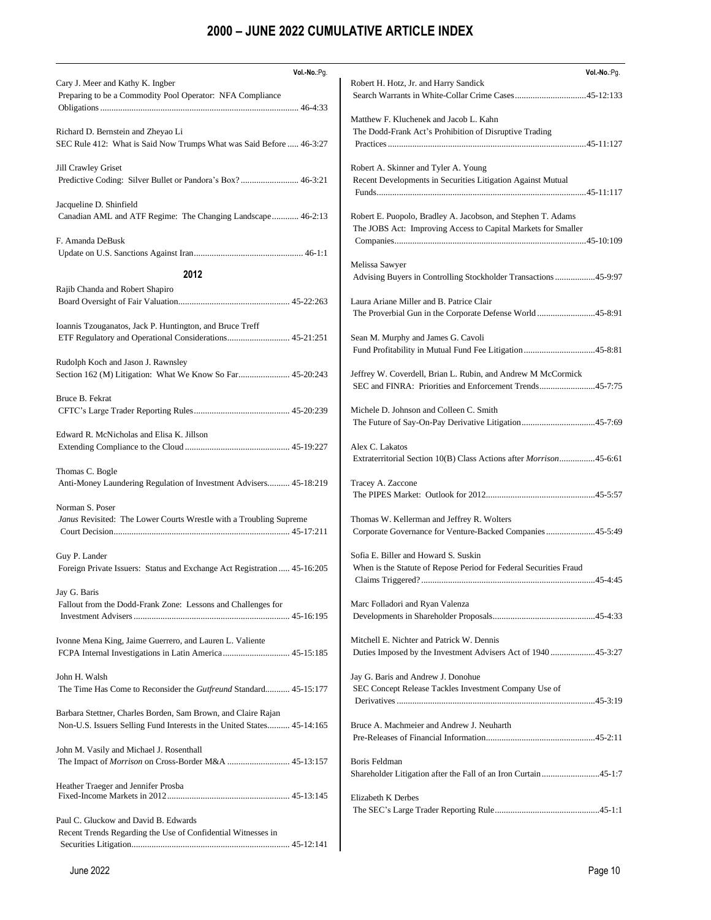# 2000 – JUNE 2022 CUMULATIVE ARTICLE INDEX

Vol.-No.:Pg.

Cary J. Meer and Kathy K. Ingber
Preparing to be a Commodity Pool Operator: NFA Compliance Obligations........................................................................................ 46-4:33

Richard D. Bernstein and Zheyao Li
SEC Rule 412: What is Said Now Trumps What was Said Before ..... 46-3:27

Jill Crawley Griset
Predictive Coding: Silver Bullet or Pandora's Box?......................... 46-3:21

Jacqueline D. Shinfield
Canadian AML and ATF Regime: The Changing Landscape............ 46-2:13

F. Amanda DeBusk
Update on U.S. Sanctions Against Iran................................................ 46-1:1

## 2012

Rajib Chanda and Robert Shapiro
Board Oversight of Fair Valuation................................................. 45-22:263

Ioannis Tzouganatos, Jack P. Huntington, and Bruce Treff
ETF Regulatory and Operational Considerations............................ 45-21:251

Rudolph Koch and Jason J. Rawnsley
Section 162 (M) Litigation: What We Know So Far....................... 45-20:243

Bruce B. Fekrat
CFTC's Large Trader Reporting Rules........................................... 45-20:239

Edward R. McNicholas and Elisa K. Jillson
Extending Compliance to the Cloud .............................................. 45-19:227

Thomas C. Bogle
Anti-Money Laundering Regulation of Investment Advisers.......... 45-18:219

Norman S. Poser
*Janus* Revisited: The Lower Courts Wrestle with a Troubling Supreme Court Decision.............................................................................. 45-17:211

Guy P. Lander
Foreign Private Issuers: Status and Exchange Act Registration ..... 45-16:205

Jay G. Baris
Fallout from the Dodd-Frank Zone: Lessons and Challenges for Investment Advisers..................................................................... 45-16:195

Ivonne Mena King, Jaime Guerrero, and Lauren L. Valiente
FCPA Internal Investigations in Latin America.............................. 45-15:185

John H. Walsh
The Time Has Come to Reconsider the *Gutfreund* Standard........... 45-15:177

Barbara Stettner, Charles Borden, Sam Brown, and Claire Rajan
Non-U.S. Issuers Selling Fund Interests in the United States.......... 45-14:165

John M. Vasily and Michael J. Rosenthall
The Impact of *Morrison* on Cross-Border M&A ............................ 45-13:157

Heather Traeger and Jennifer Prosba
Fixed-Income Markets in 2012...................................................... 45-13:145

Paul C. Gluckow and David B. Edwards
Recent Trends Regarding the Use of Confidential Witnesses in Securities Litigation...................................................................... 45-12:141

Robert H. Hotz, Jr. and Harry Sandick
Search Warrants in White-Collar Crime Cases...............................45-12:133

Matthew F. Kluchenek and Jacob L. Kahn
The Dodd-Frank Act's Prohibition of Disruptive Trading Practices.........................................................................................45-11:127

Robert A. Skinner and Tyler A. Young
Recent Developments in Securities Litigation Against Mutual Funds.............................................................................................45-11:117

Robert E. Puopolo, Bradley A. Jacobson, and Stephen T. Adams
The JOBS Act: Improving Access to Capital Markets for Smaller Companies.....................................................................................45-10:109

Melissa Sawyer
Advising Buyers in Controlling Stockholder Transactions..................45-9:97

Laura Ariane Miller and B. Patrice Clair
The Proverbial Gun in the Corporate Defense World..........................45-8:91

Sean M. Murphy and James G. Cavoli
Fund Profitability in Mutual Fund Fee Litigation................................45-8:81

Jeffrey W. Coverdell, Brian L. Rubin, and Andrew M McCormick
SEC and FINRA: Priorities and Enforcement Trends.........................45-7:75

Michele D. Johnson and Colleen C. Smith
The Future of Say-On-Pay Derivative Litigation.................................45-7:69

Alex C. Lakatos
Extraterritorial Section 10(B) Class Actions after *Morrison*................45-6:61

Tracey A. Zaccone
The PIPES Market: Outlook for 2012.................................................45-5:57

Thomas W. Kellerman and Jeffrey R. Wolters
Corporate Governance for Venture-Backed Companies......................45-5:49

Sofia E. Biller and Howard S. Suskin
When is the Statute of Repose Period for Federal Securities Fraud Claims Triggered?.............................................................................45-4:45

Marc Folladori and Ryan Valenza
Developments in Shareholder Proposals.............................................45-4:33

Mitchell E. Nichter and Patrick W. Dennis
Duties Imposed by the Investment Advisers Act of 1940....................45-3:27

Jay G. Baris and Andrew J. Donohue
SEC Concept Release Tackles Investment Company Use of Derivatives.........................................................................................45-3:19

Bruce A. Machmeier and Andrew J. Neuharth
Pre-Releases of Financial Information................................................45-2:11

Boris Feldman
Shareholder Litigation after the Fall of an Iron Curtain..........................45-1:7

Elizabeth K Derbes
The SEC's Large Trader Reporting Rule..............................................45-1:1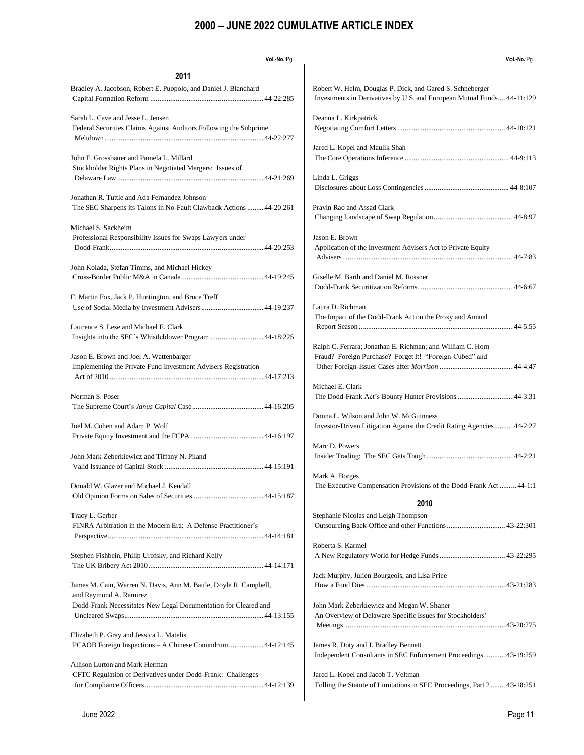# 2000 – JUNE 2022 CUMULATIVE ARTICLE INDEX

Vol.-No.:Pg.

## 2011

Bradley A. Jacobson, Robert E. Puopolo, and Daniel J. Blanchard
Capital Formation Reform ........................................................ 44-22:285

Sarah L. Cave and Jesse L. Jensen
Federal Securities Claims Against Auditors Following the Subprime Meltdown ........................................................ 44-22:277

John F. Grossbauer and Pamela L. Millard
Stockholder Rights Plans in Negotiated Mergers: Issues of Delaware Law ........................................................ 44-21:269

Jonathan R. Tuttle and Ada Fernandez Johnson
The SEC Sharpens its Talons in No-Fault Clawback Actions ......... 44-20:261

Michael S. Sackheim
Professional Responsibility Issues for Swaps Lawyers under Dodd-Frank ........................................................ 44-20:253

John Kolada, Stefan Timms, and Michael Hickey
Cross-Border Public M&A in Canada ........................................................ 44-19:245

F. Martin Fox, Jack P. Huntington, and Bruce Treff
Use of Social Media by Investment Advisers ........................................................ 44-19:237

Laurence S. Lese and Michael E. Clark
Insights into the SEC's Whistleblower Program ........................................................ 44-18:225

Jason E. Brown and Joel A. Wattenbarger
Implementing the Private Fund Investment Advisers Registration Act of 2010 ........................................................ 44-17:213

Norman S. Poser
The Supreme Court's *Janus Capital* Case ........................................................ 44-16:205

Joel M. Cohen and Adam P. Wolf
Private Equity Investment and the FCPA ........................................................ 44-16:197

John Mark Zeberkiewicz and Tiffany N. Piland
Valid Issuance of Capital Stock ........................................................ 44-15:191

Donald W. Glazer and Michael J. Kendall
Old Opinion Forms on Sales of Securities ........................................................ 44-15:187

Tracy L. Gerber
FINRA Arbitration in the Modern Era: A Defense Practitioner's Perspective ........................................................ 44-14:181

Stephen Fishbein, Philip Urofsky, and Richard Kelly
The UK Bribery Act 2010 ........................................................ 44-14:171

James M. Cain, Warren N. Davis, Ann M. Battle, Doyle R. Campbell, and Raymond A. Ramirez
Dodd-Frank Necessitates New Legal Documentation for Cleared and Uncleared Swaps ........................................................ 44-13:155

Elizabeth P. Gray and Jessica L. Matelis
PCAOB Foreign Inspections – A Chinese Conundrum ........................................................ 44-12:145

Allison Lurton and Mark Herman
CFTC Regulation of Derivatives under Dodd-Frank: Challenges for Compliance Officers ........................................................ 44-12:139

Robert W. Helm, Douglas P. Dick, and Gared S. Schneberger
Investments in Derivatives by U.S. and European Mutual Funds .... 44-11:129

Deanna L. Kirkpatrick
Negotiating Comfort Letters ........................................................ 44-10:121

Jared L. Kopel and Maulik Shah
The Core Operations Inference ........................................................ 44-9:113

Linda L. Griggs
Disclosures about Loss Contingencies ........................................................ 44-8:107

Pravin Rao and Assad Clark
Changing Landscape of Swap Regulation ........................................................ 44-8:97

Jason E. Brown
Application of the Investment Advisers Act to Private Equity Advisers ........................................................ 44-7:83

Giselle M. Barth and Daniel M. Rossner
Dodd-Frank Securitization Reforms ........................................................ 44-6:67

Laura D. Richman
The Impact of the Dodd-Frank Act on the Proxy and Annual Report Season ........................................................ 44-5:55

Ralph C. Ferrara; Jonathan E. Richman; and William C. Horn
Fraud? Foreign Purchase? Forget It! "Foreign-Cubed" and Other Foreign-Issuer Cases after *Morrison* ........................................................ 44-4:47

Michael E. Clark
The Dodd-Frank Act's Bounty Hunter Provisions ........................................................ 44-3:31

Donna L. Wilson and John W. McGuinness
Investor-Driven Litigation Against the Credit Rating Agencies .......... 44-2:27

Marc D. Powers
Insider Trading: The SEC Gets Tough ........................................................ 44-2:21

Mark A. Borges
The Executive Compensation Provisions of the Dodd-Frank Act ......... 44-1:1

## 2010

Stephanie Nicolas and Leigh Thompson
Outsourcing Back-Office and other Functions ........................................................ 43-22:301

Roberta S. Karmel
A New Regulatory World for Hedge Funds ........................................................ 43-22:295

Jack Murphy, Julien Bourgeois, and Lisa Price
How a Fund Dies ........................................................ 43-21:283

John Mark Zeberkiewicz and Megan W. Shaner
An Overview of Delaware-Specific Issues for Stockholders' Meetings ........................................................ 43-20:275

James R. Doty and J. Bradley Bennett
Independent Consultants in SEC Enforcement Proceedings............ 43-19:259

Jared L. Kopel and Jacob T. Veltman
Tolling the Statute of Limitations in SEC Proceedings, Part 2 ........ 43-18:251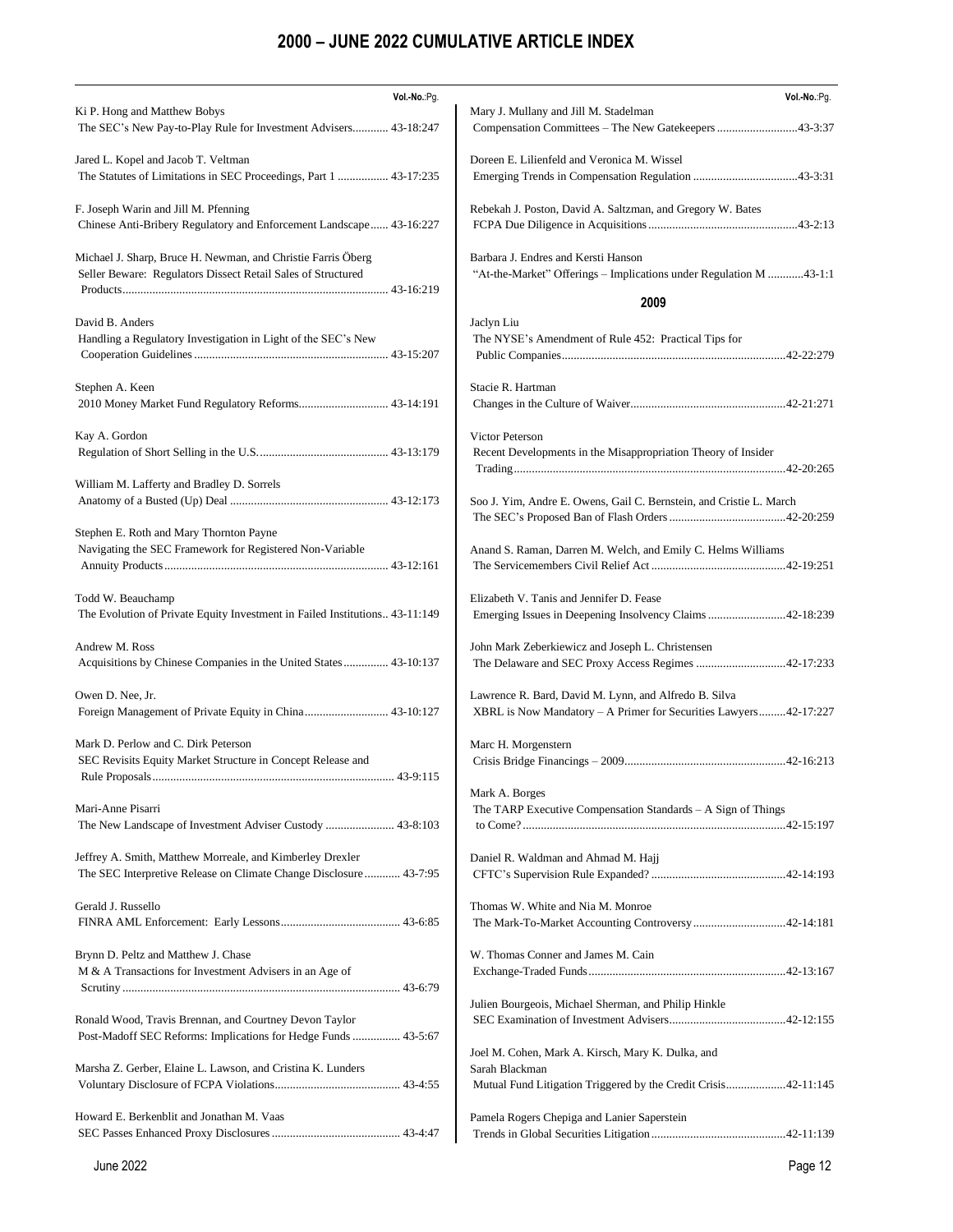# 2000 – JUNE 2022 CUMULATIVE ARTICLE INDEX

**Vol.-No.**:Pg.

Ki P. Hong and Matthew Bobys
The SEC's New Pay-to-Play Rule for Investment Advisers............ 43-18:247

Jared L. Kopel and Jacob T. Veltman
The Statutes of Limitations in SEC Proceedings, Part 1 ................. 43-17:235

F. Joseph Warin and Jill M. Pfenning
Chinese Anti-Bribery Regulatory and Enforcement Landscape...... 43-16:227

Michael J. Sharp, Bruce H. Newman, and Christie Farris Öberg
Seller Beware: Regulators Dissect Retail Sales of Structured Products........................................................................................ 43-16:219

David B. Anders
Handling a Regulatory Investigation in Light of the SEC's New Cooperation Guidelines ................................................................ 43-15:207

Stephen A. Keen
2010 Money Market Fund Regulatory Reforms............................. 43-14:191

Kay A. Gordon
Regulation of Short Selling in the U.S........................................... 43-13:179

William M. Lafferty and Bradley D. Sorrels
Anatomy of a Busted (Up) Deal .................................................... 43-12:173

Stephen E. Roth and Mary Thornton Payne
Navigating the SEC Framework for Registered Non-Variable Annuity Products.......................................................................... 43-12:161

Todd W. Beauchamp
The Evolution of Private Equity Investment in Failed Institutions.. 43-11:149

Andrew M. Ross
Acquisitions by Chinese Companies in the United States............... 43-10:137

Owen D. Nee, Jr.
Foreign Management of Private Equity in China............................ 43-10:127

Mark D. Perlow and C. Dirk Peterson
SEC Revisits Equity Market Structure in Concept Release and Rule Proposals................................................................................ 43-9:115

Mari-Anne Pisarri
The New Landscape of Investment Adviser Custody ....................... 43-8:103

Jeffrey A. Smith, Matthew Morreale, and Kimberley Drexler
The SEC Interpretive Release on Climate Change Disclosure............ 43-7:95

Gerald J. Russello
FINRA AML Enforcement: Early Lessons........................................ 43-6:85

Brynn D. Peltz and Matthew J. Chase
M & A Transactions for Investment Advisers in an Age of Scrutiny............................................................................................ 43-6:79

Ronald Wood, Travis Brennan, and Courtney Devon Taylor
Post-Madoff SEC Reforms: Implications for Hedge Funds ................ 43-5:67

Marsha Z. Gerber, Elaine L. Lawson, and Cristina K. Lunders
Voluntary Disclosure of FCPA Violations.......................................... 43-4:55

Howard E. Berkenblit and Jonathan M. Vaas
SEC Passes Enhanced Proxy Disclosures........................................... 43-4:47

Mary J. Mullany and Jill M. Stadelman
Compensation Committees – The New Gatekeepers ...........................43-3:37

Doreen E. Lilienfeld and Veronica M. Wissel
Emerging Trends in Compensation Regulation ...................................43-3:31

Rebekah J. Poston, David A. Saltzman, and Gregory W. Bates
FCPA Due Diligence in Acquisitions..................................................43-2:13

Barbara J. Endres and Kersti Hanson
"At-the-Market" Offerings – Implications under Regulation M ............43-1:1

## 2009

Jaclyn Liu
The NYSE's Amendment of Rule 452: Practical Tips for Public Companies...........................................................................42-22:279

Stacie R. Hartman
Changes in the Culture of Waiver....................................................42-21:271

Victor Peterson
Recent Developments in the Misappropriation Theory of Insider Trading...........................................................................................42-20:265

Soo J. Yim, Andre E. Owens, Gail C. Bernstein, and Cristie L. March
The SEC's Proposed Ban of Flash Orders.......................................42-20:259

Anand S. Raman, Darren M. Welch, and Emily C. Helms Williams
The Servicemembers Civil Relief Act .............................................42-19:251

Elizabeth V. Tanis and Jennifer D. Fease
Emerging Issues in Deepening Insolvency Claims ..........................42-18:239

John Mark Zeberkiewicz and Joseph L. Christensen
The Delaware and SEC Proxy Access Regimes ..............................42-17:233

Lawrence R. Bard, David M. Lynn, and Alfredo B. Silva
XBRL is Now Mandatory – A Primer for Securities Lawyers.........42-17:227

Marc H. Morgenstern
Crisis Bridge Financings – 2009......................................................42-16:213

Mark A. Borges
The TARP Executive Compensation Standards – A Sign of Things to Come?........................................................................................42-15:197

Daniel R. Waldman and Ahmad M. Hajj
CFTC's Supervision Rule Expanded? .............................................42-14:193

Thomas W. White and Nia M. Monroe
The Mark-To-Market Accounting Controversy...............................42-14:181

W. Thomas Conner and James M. Cain
Exchange-Traded Funds..................................................................42-13:167

Julien Bourgeois, Michael Sherman, and Philip Hinkle
SEC Examination of Investment Advisers.......................................42-12:155

Joel M. Cohen, Mark A. Kirsch, Mary K. Dulka, and Sarah Blackman
Mutual Fund Litigation Triggered by the Credit Crisis....................42-11:145

Pamela Rogers Chepiga and Lanier Saperstein
Trends in Global Securities Litigation.............................................42-11:139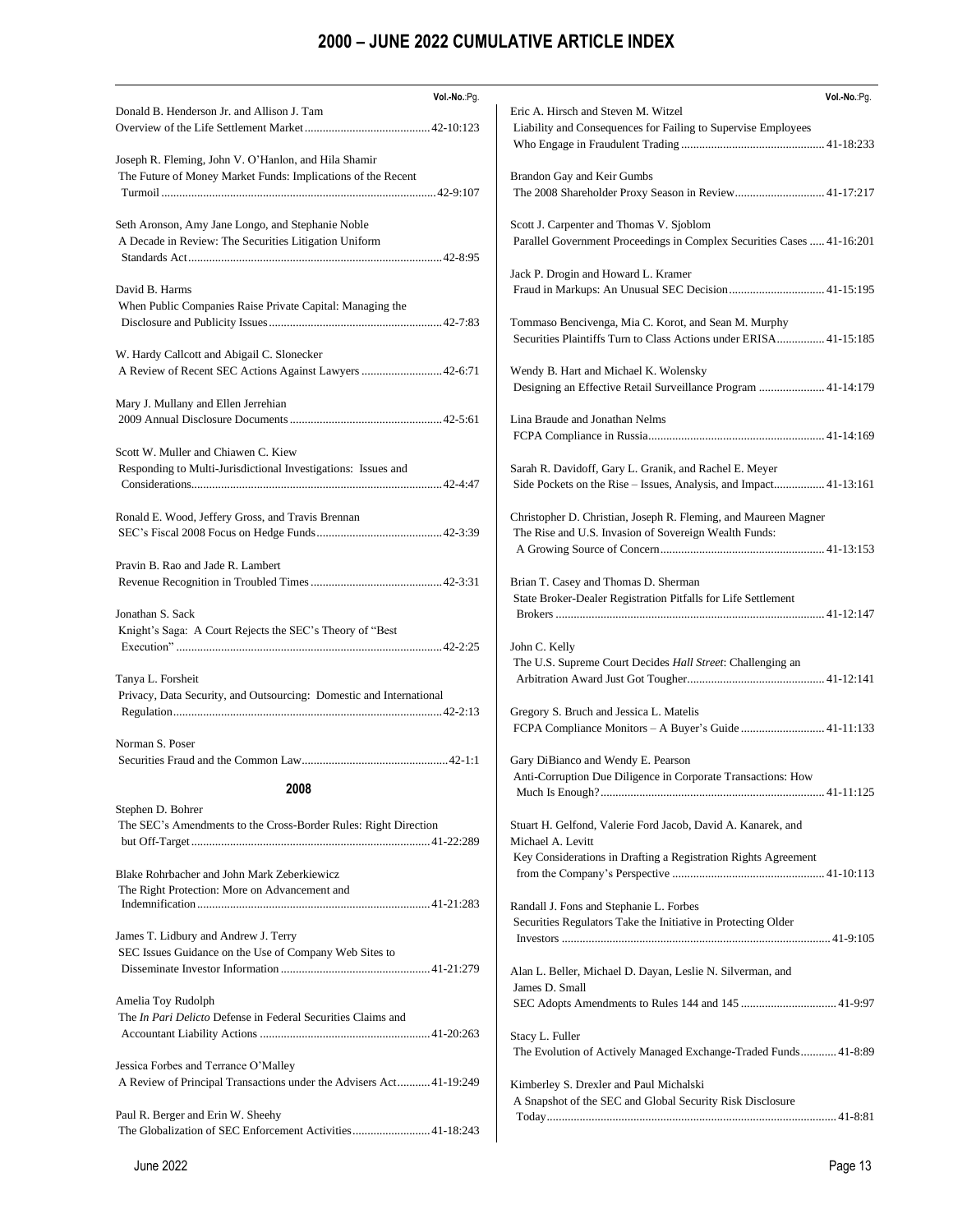# 2000 – JUNE 2022 CUMULATIVE ARTICLE INDEX

Vol.-No.:Pg.

Donald B. Henderson Jr. and Allison J. Tam
Overview of the Life Settlement Market ... 42-10:123

Joseph R. Fleming, John V. O'Hanlon, and Hila Shamir
The Future of Money Market Funds: Implications of the Recent Turmoil ... 42-9:107

Seth Aronson, Amy Jane Longo, and Stephanie Noble
A Decade in Review: The Securities Litigation Uniform Standards Act ... 42-8:95

David B. Harms
When Public Companies Raise Private Capital: Managing the Disclosure and Publicity Issues ... 42-7:83

W. Hardy Callcott and Abigail C. Slonecker
A Review of Recent SEC Actions Against Lawyers ... 42-6:71

Mary J. Mullany and Ellen Jerrehian
2009 Annual Disclosure Documents ... 42-5:61

Scott W. Muller and Chiawen C. Kiew
Responding to Multi-Jurisdictional Investigations: Issues and Considerations ... 42-4:47

Ronald E. Wood, Jeffery Gross, and Travis Brennan
SEC's Fiscal 2008 Focus on Hedge Funds ... 42-3:39

Pravin B. Rao and Jade R. Lambert
Revenue Recognition in Troubled Times ... 42-3:31

Jonathan S. Sack
Knight's Saga: A Court Rejects the SEC's Theory of "Best Execution" ... 42-2:25

Tanya L. Forsheit
Privacy, Data Security, and Outsourcing: Domestic and International Regulation ... 42-2:13

Norman S. Poser
Securities Fraud and the Common Law ... 42-1:1

## 2008

Stephen D. Bohrer
The SEC's Amendments to the Cross-Border Rules: Right Direction but Off-Target ... 41-22:289

Blake Rohrbacher and John Mark Zeberkiewicz
The Right Protection: More on Advancement and Indemnification ... 41-21:283

James T. Lidbury and Andrew J. Terry
SEC Issues Guidance on the Use of Company Web Sites to Disseminate Investor Information ... 41-21:279

Amelia Toy Rudolph
The *In Pari Delicto* Defense in Federal Securities Claims and Accountant Liability Actions ... 41-20:263

Jessica Forbes and Terrance O'Malley
A Review of Principal Transactions under the Advisers Act ... 41-19:249

Paul R. Berger and Erin W. Sheehy
The Globalization of SEC Enforcement Activities ... 41-18:243

Eric A. Hirsch and Steven M. Witzel
Liability and Consequences for Failing to Supervise Employees Who Engage in Fraudulent Trading ... 41-18:233

Brandon Gay and Keir Gumbs
The 2008 Shareholder Proxy Season in Review ... 41-17:217

Scott J. Carpenter and Thomas V. Sjoblom
Parallel Government Proceedings in Complex Securities Cases ... 41-16:201

Jack P. Drogin and Howard L. Kramer
Fraud in Markups: An Unusual SEC Decision ... 41-15:195

Tommaso Bencivenga, Mia C. Korot, and Sean M. Murphy
Securities Plaintiffs Turn to Class Actions under ERISA ... 41-15:185

Wendy B. Hart and Michael K. Wolensky
Designing an Effective Retail Surveillance Program ... 41-14:179

Lina Braude and Jonathan Nelms
FCPA Compliance in Russia ... 41-14:169

Sarah R. Davidoff, Gary L. Granik, and Rachel E. Meyer
Side Pockets on the Rise – Issues, Analysis, and Impact ... 41-13:161

Christopher D. Christian, Joseph R. Fleming, and Maureen Magner
The Rise and U.S. Invasion of Sovereign Wealth Funds: A Growing Source of Concern ... 41-13:153

Brian T. Casey and Thomas D. Sherman
State Broker-Dealer Registration Pitfalls for Life Settlement Brokers ... 41-12:147

John C. Kelly
The U.S. Supreme Court Decides *Hall Street*: Challenging an Arbitration Award Just Got Tougher ... 41-12:141

Gregory S. Bruch and Jessica L. Matelis
FCPA Compliance Monitors – A Buyer's Guide ... 41-11:133

Gary DiBianco and Wendy E. Pearson
Anti-Corruption Due Diligence in Corporate Transactions: How Much Is Enough? ... 41-11:125

Stuart H. Gelfond, Valerie Ford Jacob, David A. Kanarek, and Michael A. Levitt
Key Considerations in Drafting a Registration Rights Agreement from the Company's Perspective ... 41-10:113

Randall J. Fons and Stephanie L. Forbes
Securities Regulators Take the Initiative in Protecting Older Investors ... 41-9:105

Alan L. Beller, Michael D. Dayan, Leslie N. Silverman, and James D. Small
SEC Adopts Amendments to Rules 144 and 145 ... 41-9:97

Stacy L. Fuller
The Evolution of Actively Managed Exchange-Traded Funds ... 41-8:89

Kimberley S. Drexler and Paul Michalski
A Snapshot of the SEC and Global Security Risk Disclosure Today ... 41-8:81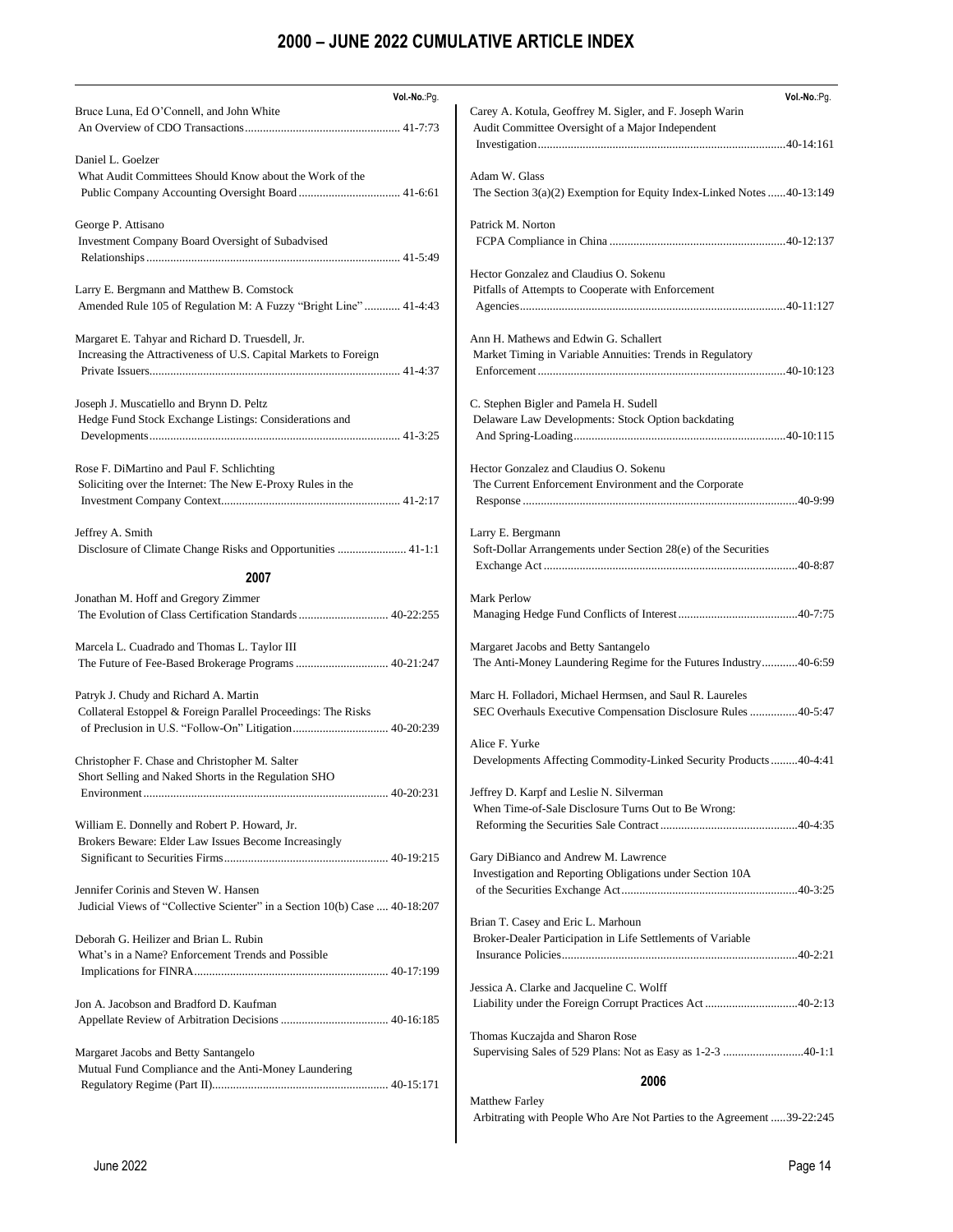# 2000 – JUNE 2022 CUMULATIVE ARTICLE INDEX

Vol.-No.:Pg.

Bruce Luna, Ed O'Connell, and John White
An Overview of CDO Transactions ........................................ 41-7:73

Daniel L. Goelzer
What Audit Committees Should Know about the Work of the Public Company Accounting Oversight Board ........................................ 41-6:61

George P. Attisano
Investment Company Board Oversight of Subadvised Relationships ........................................ 41-5:49

Larry E. Bergmann and Matthew B. Comstock
Amended Rule 105 of Regulation M: A Fuzzy "Bright Line" ........................................ 41-4:43

Margaret E. Tahyar and Richard D. Truesdell, Jr.
Increasing the Attractiveness of U.S. Capital Markets to Foreign Private Issuers ........................................ 41-4:37

Joseph J. Muscatiello and Brynn D. Peltz
Hedge Fund Stock Exchange Listings: Considerations and Developments ........................................ 41-3:25

Rose F. DiMartino and Paul F. Schlichting
Soliciting over the Internet: The New E-Proxy Rules in the Investment Company Context ........................................ 41-2:17

Jeffrey A. Smith
Disclosure of Climate Change Risks and Opportunities ........................................ 41-1:1

## 2007

Jonathan M. Hoff and Gregory Zimmer
The Evolution of Class Certification Standards ........................................ 40-22:255

Marcela L. Cuadrado and Thomas L. Taylor III
The Future of Fee-Based Brokerage Programs ........................................ 40-21:247

Patryk J. Chudy and Richard A. Martin
Collateral Estoppel & Foreign Parallel Proceedings: The Risks of Preclusion in U.S. "Follow-On" Litigation ........................................ 40-20:239

Christopher F. Chase and Christopher M. Salter
Short Selling and Naked Shorts in the Regulation SHO Environment ........................................ 40-20:231

William E. Donnelly and Robert P. Howard, Jr.
Brokers Beware: Elder Law Issues Become Increasingly Significant to Securities Firms ........................................ 40-19:215

Jennifer Corinis and Steven W. Hansen
Judicial Views of "Collective Scienter" in a Section 10(b) Case ........................................ 40-18:207

Deborah G. Heilizer and Brian L. Rubin
What's in a Name? Enforcement Trends and Possible Implications for FINRA ........................................ 40-17:199

Jon A. Jacobson and Bradford D. Kaufman
Appellate Review of Arbitration Decisions ........................................ 40-16:185

Margaret Jacobs and Betty Santangelo
Mutual Fund Compliance and the Anti-Money Laundering Regulatory Regime (Part II) ........................................ 40-15:171

Carey A. Kotula, Geoffrey M. Sigler, and F. Joseph Warin
Audit Committee Oversight of a Major Independent Investigation ........................................ 40-14:161

Adam W. Glass
The Section 3(a)(2) Exemption for Equity Index-Linked Notes ........................................ 40-13:149

Patrick M. Norton
FCPA Compliance in China ........................................ 40-12:137

Hector Gonzalez and Claudius O. Sokenu
Pitfalls of Attempts to Cooperate with Enforcement Agencies ........................................ 40-11:127

Ann H. Mathews and Edwin G. Schallert
Market Timing in Variable Annuities: Trends in Regulatory Enforcement ........................................ 40-10:123

C. Stephen Bigler and Pamela H. Sudell
Delaware Law Developments: Stock Option backdating And Spring-Loading ........................................ 40-10:115

Hector Gonzalez and Claudius O. Sokenu
The Current Enforcement Environment and the Corporate Response ........................................ 40-9:99

Larry E. Bergmann
Soft-Dollar Arrangements under Section 28(e) of the Securities Exchange Act ........................................ 40-8:87

Mark Perlow
Managing Hedge Fund Conflicts of Interest ........................................ 40-7:75

Margaret Jacobs and Betty Santangelo
The Anti-Money Laundering Regime for the Futures Industry ........................................ 40-6:59

Marc H. Folladori, Michael Hermsen, and Saul R. Laureles
SEC Overhauls Executive Compensation Disclosure Rules ........................................ 40-5:47

Alice F. Yurke
Developments Affecting Commodity-Linked Security Products ........................................ 40-4:41

Jeffrey D. Karpf and Leslie N. Silverman
When Time-of-Sale Disclosure Turns Out to Be Wrong: Reforming the Securities Sale Contract ........................................ 40-4:35

Gary DiBianco and Andrew M. Lawrence
Investigation and Reporting Obligations under Section 10A of the Securities Exchange Act ........................................ 40-3:25

Brian T. Casey and Eric L. Marhoun
Broker-Dealer Participation in Life Settlements of Variable Insurance Policies ........................................ 40-2:21

Jessica A. Clarke and Jacqueline C. Wolff
Liability under the Foreign Corrupt Practices Act ........................................ 40-2:13

Thomas Kuczajda and Sharon Rose
Supervising Sales of 529 Plans: Not as Easy as 1-2-3 ........................................ 40-1:1

## 2006

Matthew Farley
Arbitrating with People Who Are Not Parties to the Agreement ........................................ 39-22:245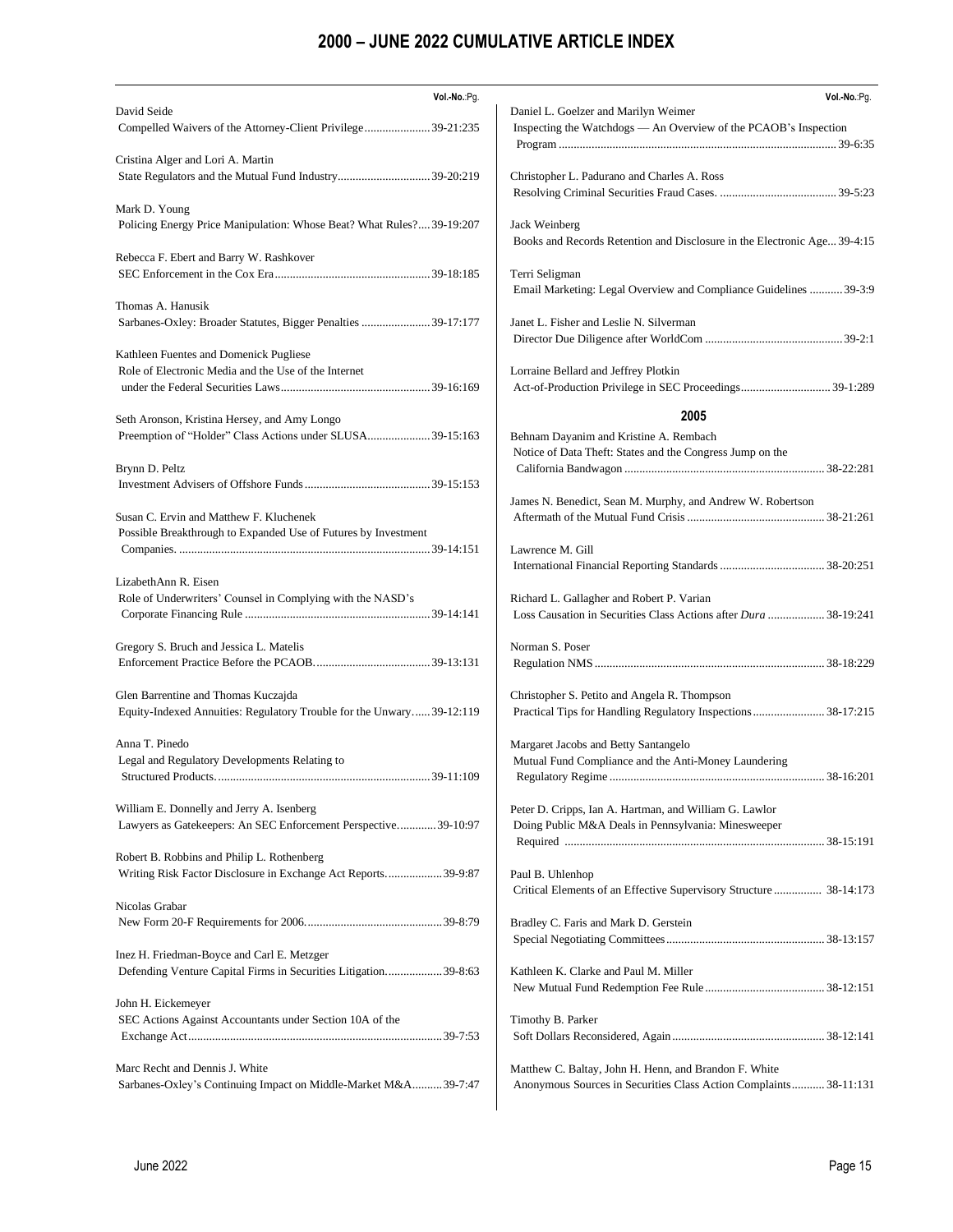# 2000 – JUNE 2022 CUMULATIVE ARTICLE INDEX

Vol.-No.:Pg.

David Seide
Compelled Waivers of the Attorney-Client Privilege ...................... 39-21:235

Cristina Alger and Lori A. Martin
State Regulators and the Mutual Fund Industry............................... 39-20:219

Mark D. Young
Policing Energy Price Manipulation: Whose Beat? What Rules?.... 39-19:207

Rebecca F. Ebert and Barry W. Rashkover
SEC Enforcement in the Cox Era.................................................... 39-18:185

Thomas A. Hanusik
Sarbanes-Oxley: Broader Statutes, Bigger Penalties ....................... 39-17:177

Kathleen Fuentes and Domenick Pugliese
Role of Electronic Media and the Use of the Internet under the Federal Securities Laws.................................................. 39-16:169

Seth Aronson, Kristina Hersey, and Amy Longo
Preemption of "Holder" Class Actions under SLUSA..................... 39-15:163

Brynn D. Peltz
Investment Advisers of Offshore Funds.......................................... 39-15:153

Susan C. Ervin and Matthew F. Kluchenek
Possible Breakthrough to Expanded Use of Futures by Investment Companies. ..................................................................................... 39-14:151

LizabethAnn R. Eisen
Role of Underwriters' Counsel in Complying with the NASD's Corporate Financing Rule ............................................................. 39-14:141

Gregory S. Bruch and Jessica L. Matelis
Enforcement Practice Before the PCAOB....................................... 39-13:131

Glen Barrentine and Thomas Kuczajda
Equity-Indexed Annuities: Regulatory Trouble for the Unwary...... 39-12:119

Anna T. Pinedo
Legal and Regulatory Developments Relating to Structured Products........................................................................ 39-11:109

William E. Donnelly and Jerry A. Isenberg
Lawyers as Gatekeepers: An SEC Enforcement Perspective............ 39-10:97

Robert B. Robbins and Philip L. Rothenberg
Writing Risk Factor Disclosure in Exchange Act Reports.................. 39-9:87

Nicolas Grabar
New Form 20-F Requirements for 2006............................................. 39-8:79

Inez H. Friedman-Boyce and Carl E. Metzger
Defending Venture Capital Firms in Securities Litigation.................. 39-8:63

John H. Eickemeyer
SEC Actions Against Accountants under Section 10A of the Exchange Act.................................................................................... 39-7:53

Marc Recht and Dennis J. White
Sarbanes-Oxley's Continuing Impact on Middle-Market M&A.......... 39-7:47

Daniel L. Goelzer and Marilyn Weimer
Inspecting the Watchdogs — An Overview of the PCAOB's Inspection Program ............................................................................................ 39-6:35

Christopher L. Padurano and Charles A. Ross
Resolving Criminal Securities Fraud Cases. ....................................... 39-5:23

Jack Weinberg
Books and Records Retention and Disclosure in the Electronic Age... 39-4:15

Terri Seligman
Email Marketing: Legal Overview and Compliance Guidelines ........... 39-3:9

Janet L. Fisher and Leslie N. Silverman
Director Due Diligence after WorldCom ............................................. 39-2:1

Lorraine Bellard and Jeffrey Plotkin
Act-of-Production Privilege in SEC Proceedings.............................. 39-1:289

## 2005

Behnam Dayanim and Kristine A. Rembach
Notice of Data Theft: States and the Congress Jump on the California Bandwagon .................................................................. 38-22:281

James N. Benedict, Sean M. Murphy, and Andrew W. Robertson
Aftermath of the Mutual Fund Crisis ............................................. 38-21:261

Lawrence M. Gill
International Financial Reporting Standards ................................... 38-20:251

Richard L. Gallagher and Robert P. Varian
Loss Causation in Securities Class Actions after *Dura* ................... 38-19:241

Norman S. Poser
Regulation NMS ............................................................................ 38-18:229

Christopher S. Petito and Angela R. Thompson
Practical Tips for Handling Regulatory Inspections........................ 38-17:215

Margaret Jacobs and Betty Santangelo
Mutual Fund Compliance and the Anti-Money Laundering Regulatory Regime ........................................................................ 38-16:201

Peter D. Cripps, Ian A. Hartman, and William G. Lawlor
Doing Public M&A Deals in Pennsylvania: Minesweeper Required ...................................................................................... 38-15:191

Paul B. Uhlenhop
Critical Elements of an Effective Supervisory Structure ................ 38-14:173

Bradley C. Faris and Mark D. Gerstein
Special Negotiating Committees.................................................... 38-13:157

Kathleen K. Clarke and Paul M. Miller
New Mutual Fund Redemption Fee Rule........................................ 38-12:151

Timothy B. Parker
Soft Dollars Reconsidered, Again.................................................. 38-12:141

Matthew C. Baltay, John H. Henn, and Brandon F. White
Anonymous Sources in Securities Class Action Complaints........... 38-11:131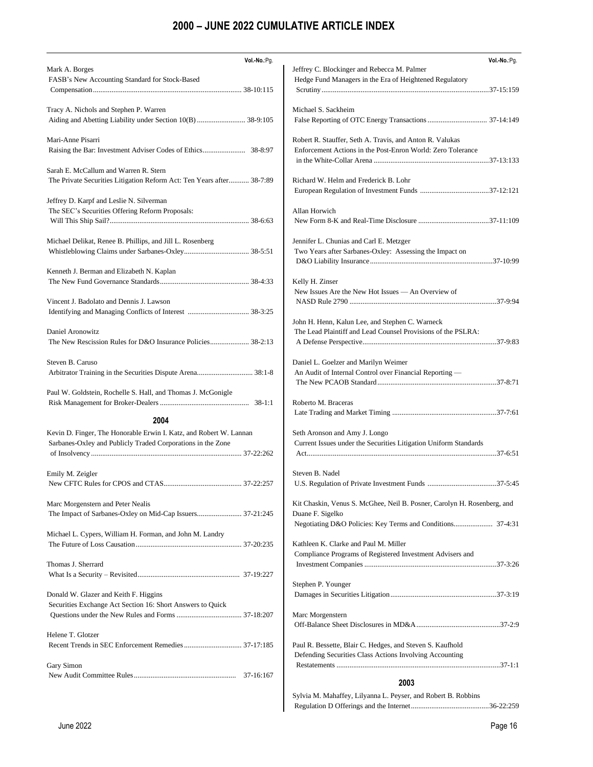# 2000 – JUNE 2022 CUMULATIVE ARTICLE INDEX

Vol.-No.:Pg.

Mark A. Borges
FASB's New Accounting Standard for Stock-Based Compensation ............ 38-10:115

Tracy A. Nichols and Stephen P. Warren
Aiding and Abetting Liability under Section 10(B) ............ 38-9:105

Mari-Anne Pisarri
Raising the Bar: Investment Adviser Codes of Ethics ............ 38-8:97

Sarah E. McCallum and Warren R. Stern
The Private Securities Litigation Reform Act: Ten Years after ............ 38-7:89

Jeffrey D. Karpf and Leslie N. Silverman
The SEC's Securities Offering Reform Proposals: Will This Ship Sail? ............ 38-6:63

Michael Delikat, Renee B. Phillips, and Jill L. Rosenberg
Whistleblowing Claims under Sarbanes-Oxley ............ 38-5:51

Kenneth J. Berman and Elizabeth N. Kaplan
The New Fund Governance Standards ............ 38-4:33

Vincent J. Badolato and Dennis J. Lawson
Identifying and Managing Conflicts of Interest ............ 38-3:25

Daniel Aronowitz
The New Rescission Rules for D&O Insurance Policies ............ 38-2:13

Steven B. Caruso
Arbitrator Training in the Securities Dispute Arena ............ 38:1-8

Paul W. Goldstein, Rochelle S. Hall, and Thomas J. McGonigle
Risk Management for Broker-Dealers ............ 38-1:1

## 2004

Kevin D. Finger, The Honorable Erwin I. Katz, and Robert W. Lannan
Sarbanes-Oxley and Publicly Traded Corporations in the Zone of Insolvency ............ 37-22:262

Emily M. Zeigler
New CFTC Rules for CPOS and CTAS ............ 37-22:257

Marc Morgenstern and Peter Nealis
The Impact of Sarbanes-Oxley on Mid-Cap Issuers ............ 37-21:245

Michael L. Cypers, William H. Forman, and John M. Landry
The Future of Loss Causation ............ 37-20:235

Thomas J. Sherrard
What Is a Security – Revisited ............ 37-19:227

Donald W. Glazer and Keith F. Higgins
Securities Exchange Act Section 16: Short Answers to Quick Questions under the New Rules and Forms ............ 37-18:207

Helene T. Glotzer
Recent Trends in SEC Enforcement Remedies ............ 37-17:185

Gary Simon
New Audit Committee Rules ............ 37-16:167

Jeffrey C. Blockinger and Rebecca M. Palmer
Hedge Fund Managers in the Era of Heightened Regulatory Scrutiny ............ 37-15:159

Michael S. Sackheim
False Reporting of OTC Energy Transactions ............ 37-14:149

Robert R. Stauffer, Seth A. Travis, and Anton R. Valukas
Enforcement Actions in the Post-Enron World: Zero Tolerance in the White-Collar Arena ............ 37-13:133

Richard W. Helm and Frederick B. Lohr
European Regulation of Investment Funds ............ 37-12:121

Allan Horwich
New Form 8-K and Real-Time Disclosure ............ 37-11:109

Jennifer L. Chunias and Carl E. Metzger
Two Years after Sarbanes-Oxley: Assessing the Impact on D&O Liability Insurance ............ 37-10:99

Kelly H. Zinser
New Issues Are the New Hot Issues — An Overview of NASD Rule 2790 ............ 37-9:94

John H. Henn, Kalun Lee, and Stephen C. Warneck
The Lead Plaintiff and Lead Counsel Provisions of the PSLRA: A Defense Perspective ............ 37-9:83

Daniel L. Goelzer and Marilyn Weimer
An Audit of Internal Control over Financial Reporting — The New PCAOB Standard ............ 37-8:71

Roberto M. Braceras
Late Trading and Market Timing ............ 37-7:61

Seth Aronson and Amy J. Longo
Current Issues under the Securities Litigation Uniform Standards Act ............ 37-6:51

Steven B. Nadel
U.S. Regulation of Private Investment Funds ............ 37-5:45

Kit Chaskin, Venus S. McGhee, Neil B. Posner, Carolyn H. Rosenberg, and Duane F. Sigelko
Negotiating D&O Policies: Key Terms and Conditions ............ 37-4:31

Kathleen K. Clarke and Paul M. Miller
Compliance Programs of Registered Investment Advisers and Investment Companies ............ 37-3:26

Stephen P. Younger
Damages in Securities Litigation ............ 37-3:19

Marc Morgenstern
Off-Balance Sheet Disclosures in MD&A ............ 37-2:9

Paul R. Bessette, Blair C. Hedges, and Steven S. Kaufhold
Defending Securities Class Actions Involving Accounting Restatements ............ 37-1:1

## 2003

Sylvia M. Mahaffey, Lilyanna L. Peyser, and Robert B. Robbins
Regulation D Offerings and the Internet ............ 36-22:259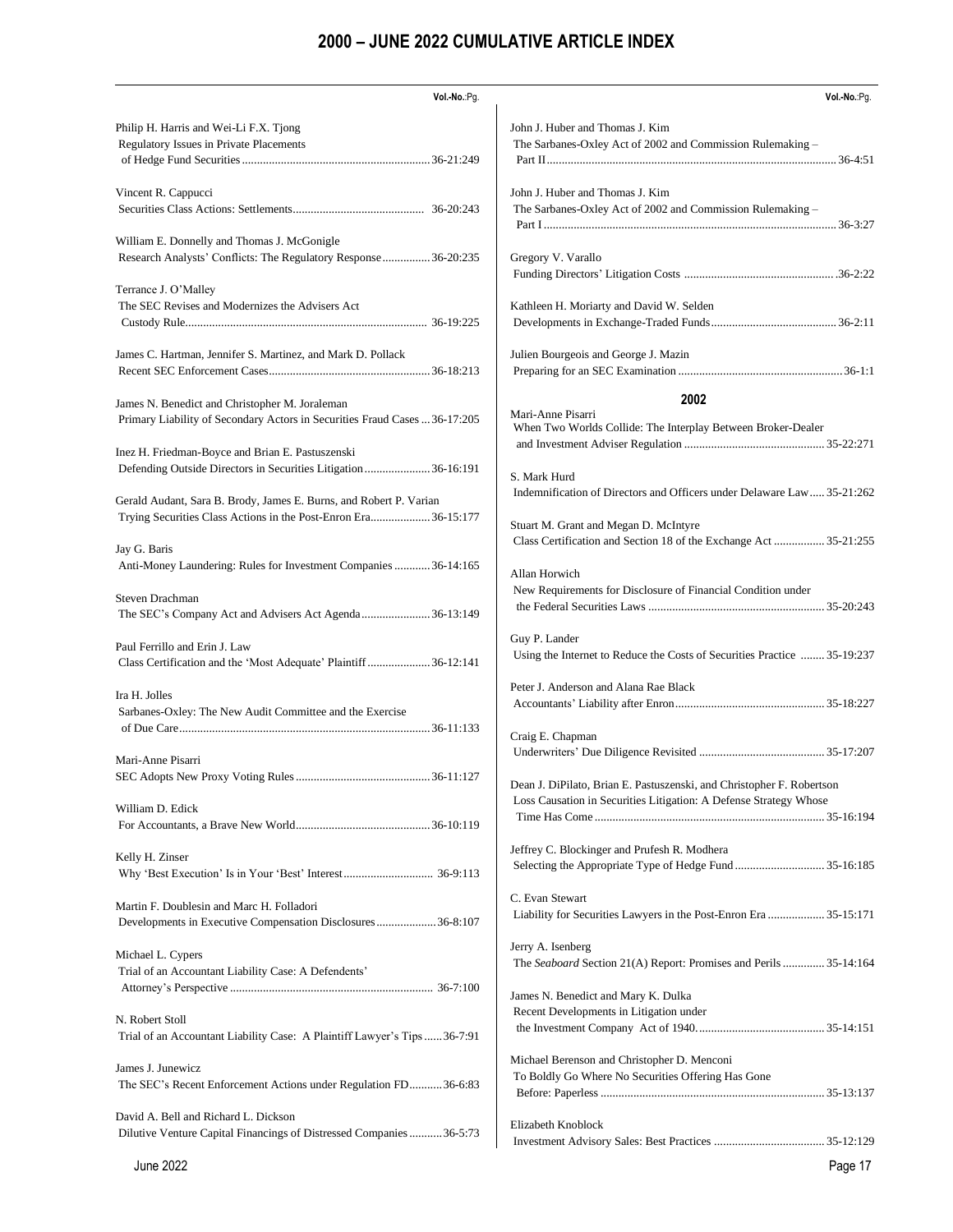# 2000 – JUNE 2022 CUMULATIVE ARTICLE INDEX

**Vol.-No.**:Pg.

Philip H. Harris and Wei-Li F.X. Tjong
Regulatory Issues in Private Placements of Hedge Fund Securities ............ 36-21:249

Vincent R. Cappucci
Securities Class Actions: Settlements ............ 36-20:243

William E. Donnelly and Thomas J. McGonigle
Research Analysts' Conflicts: The Regulatory Response ............ 36-20:235

Terrance J. O'Malley
The SEC Revises and Modernizes the Advisers Act Custody Rule ............ 36-19:225

James C. Hartman, Jennifer S. Martinez, and Mark D. Pollack
Recent SEC Enforcement Cases ............ 36-18:213

James N. Benedict and Christopher M. Joraleman
Primary Liability of Secondary Actors in Securities Fraud Cases ... 36-17:205

Inez H. Friedman-Boyce and Brian E. Pastuszenski
Defending Outside Directors in Securities Litigation ............ 36-16:191

Gerald Audant, Sara B. Brody, James E. Burns, and Robert P. Varian
Trying Securities Class Actions in the Post-Enron Era ............ 36-15:177

Jay G. Baris
Anti-Money Laundering: Rules for Investment Companies ............ 36-14:165

Steven Drachman
The SEC's Company Act and Advisers Act Agenda ............ 36-13:149

Paul Ferrillo and Erin J. Law
Class Certification and the 'Most Adequate' Plaintiff ............ 36-12:141

Ira H. Jolles
Sarbanes-Oxley: The New Audit Committee and the Exercise of Due Care ............ 36-11:133

Mari-Anne Pisarri
SEC Adopts New Proxy Voting Rules ............ 36-11:127

William D. Edick
For Accountants, a Brave New World ............ 36-10:119

Kelly H. Zinser
Why 'Best Execution' Is in Your 'Best' Interest ............ 36-9:113

Martin F. Doublesin and Marc H. Folladori
Developments in Executive Compensation Disclosures ............ 36-8:107

Michael L. Cypers
Trial of an Accountant Liability Case: A Defendants' Attorney's Perspective ............ 36-7:100

N. Robert Stoll
Trial of an Accountant Liability Case: A Plaintiff Lawyer's Tips ...... 36-7:91

James J. Junewicz
The SEC's Recent Enforcement Actions under Regulation FD ........... 36-6:83

David A. Bell and Richard L. Dickson
Dilutive Venture Capital Financings of Distressed Companies ........... 36-5:73

John J. Huber and Thomas J. Kim
The Sarbanes-Oxley Act of 2002 and Commission Rulemaking – Part II ............ 36-4:51

John J. Huber and Thomas J. Kim
The Sarbanes-Oxley Act of 2002 and Commission Rulemaking – Part I ............ 36-3:27

Gregory V. Varallo
Funding Directors' Litigation Costs ............ 36-2:22

Kathleen H. Moriarty and David W. Selden
Developments in Exchange-Traded Funds ............ 36-2:11

Julien Bourgeois and George J. Mazin
Preparing for an SEC Examination ............ 36-1:1

## 2002

Mari-Anne Pisarri
When Two Worlds Collide: The Interplay Between Broker-Dealer and Investment Adviser Regulation ............ 35-22:271

S. Mark Hurd
Indemnification of Directors and Officers under Delaware Law ..... 35-21:262

Stuart M. Grant and Megan D. McIntyre
Class Certification and Section 18 of the Exchange Act ............ 35-21:255

Allan Horwich
New Requirements for Disclosure of Financial Condition under the Federal Securities Laws ............ 35-20:243

Guy P. Lander
Using the Internet to Reduce the Costs of Securities Practice ........ 35-19:237

Peter J. Anderson and Alana Rae Black
Accountants' Liability after Enron ............ 35-18:227

Craig E. Chapman
Underwriters' Due Diligence Revisited ............ 35-17:207

Dean J. DiPilato, Brian E. Pastuszenski, and Christopher F. Robertson
Loss Causation in Securities Litigation: A Defense Strategy Whose Time Has Come ............ 35-16:194

Jeffrey C. Blockinger and Prufesh R. Modhera
Selecting the Appropriate Type of Hedge Fund ............ 35-16:185

C. Evan Stewart
Liability for Securities Lawyers in the Post-Enron Era ............ 35-15:171

Jerry A. Isenberg
The *Seaboard* Section 21(A) Report: Promises and Perils ............ 35-14:164

James N. Benedict and Mary K. Dulka
Recent Developments in Litigation under the Investment Company Act of 1940 ............ 35-14:151

Michael Berenson and Christopher D. Menconi
To Boldly Go Where No Securities Offering Has Gone Before: Paperless ............ 35-13:137

Elizabeth Knoblock
Investment Advisory Sales: Best Practices ............ 35-12:129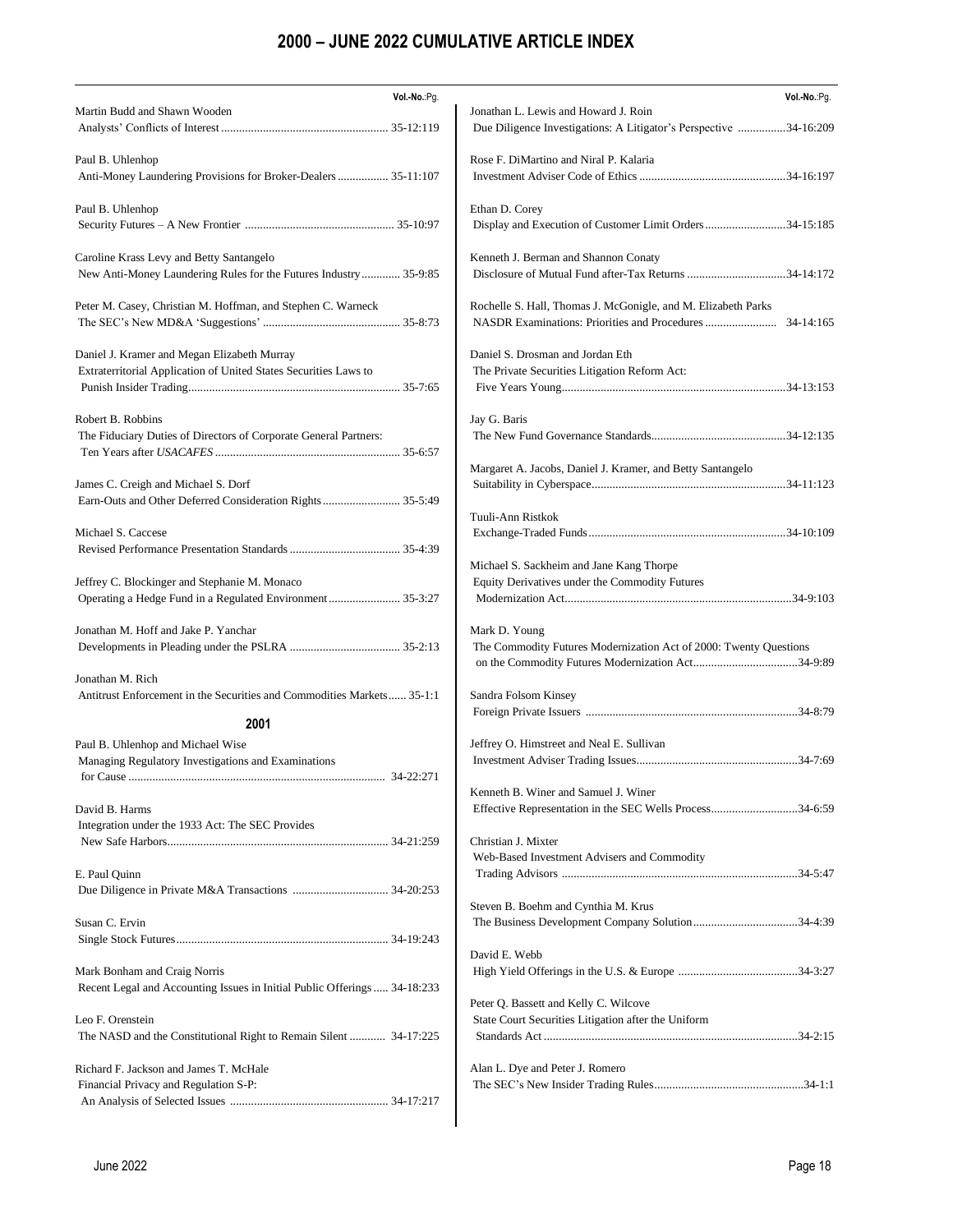# 2000 – JUNE 2022 CUMULATIVE ARTICLE INDEX

Vol.-No.:Pg.

Martin Budd and Shawn Wooden
Analysts' Conflicts of Interest ....................................................... 35-12:119

Paul B. Uhlenhop
Anti-Money Laundering Provisions for Broker-Dealers ................. 35-11:107

Paul B. Uhlenhop
Security Futures – A New Frontier ................................................. 35-10:97

Caroline Krass Levy and Betty Santangelo
New Anti-Money Laundering Rules for the Futures Industry ............. 35-9:85

Peter M. Casey, Christian M. Hoffman, and Stephen C. Warneck
The SEC's New MD&A 'Suggestions' ............................................. 35-8:73

Daniel J. Kramer and Megan Elizabeth Murray
Extraterritorial Application of United States Securities Laws to Punish Insider Trading ...................................................................... 35-7:65

Robert B. Robbins
The Fiduciary Duties of Directors of Corporate General Partners: Ten Years after *USACAFES* ............................................................. 35-6:57

James C. Creigh and Michael S. Dorf
Earn-Outs and Other Deferred Consideration Rights .......................... 35-5:49

Michael S. Caccese
Revised Performance Presentation Standards .................................... 35-4:39

Jeffrey C. Blockinger and Stephanie M. Monaco
Operating a Hedge Fund in a Regulated Environment ........................ 35-3:27

Jonathan M. Hoff and Jake P. Yanchar
Developments in Pleading under the PSLRA .................................... 35-2:13

Jonathan M. Rich
Antitrust Enforcement in the Securities and Commodities Markets...... 35-1:1

## 2001

Paul B. Uhlenhop and Michael Wise
Managing Regulatory Investigations and Examinations for Cause ..................................................................................... 34-22:271

David B. Harms
Integration under the 1933 Act: The SEC Provides New Safe Harbors......................................................................... 34-21:259

E. Paul Quinn
Due Diligence in Private M&A Transactions ................................ 34-20:253

Susan C. Ervin
Single Stock Futures....................................................................... 34-19:243

Mark Bonham and Craig Norris
Recent Legal and Accounting Issues in Initial Public Offerings ..... 34-18:233

Leo F. Orenstein
The NASD and the Constitutional Right to Remain Silent ............ 34-17:225

Richard F. Jackson and James T. McHale
Financial Privacy and Regulation S-P: An Analysis of Selected Issues .................................................... 34-17:217

Jonathan L. Lewis and Howard J. Roin
Due Diligence Investigations: A Litigator's Perspective ................34-16:209

Rose F. DiMartino and Niral P. Kalaria
Investment Adviser Code of Ethics ................................................34-16:197

Ethan D. Corey
Display and Execution of Customer Limit Orders...........................34-15:185

Kenneth J. Berman and Shannon Conaty
Disclosure of Mutual Fund after-Tax Returns ................................34-14:172

Rochelle S. Hall, Thomas J. McGonigle, and M. Elizabeth Parks
NASDR Examinations: Priorities and Procedures ........................ 34-14:165

Daniel S. Drosman and Jordan Eth
The Private Securities Litigation Reform Act: Five Years Young..........................................................................34-13:153

Jay G. Baris
The New Fund Governance Standards............................................34-12:135

Margaret A. Jacobs, Daniel J. Kramer, and Betty Santangelo
Suitability in Cyberspace................................................................34-11:123

Tuuli-Ann Ristkok
Exchange-Traded Funds.................................................................34-10:109

Michael S. Sackheim and Jane Kang Thorpe
Equity Derivatives under the Commodity Futures Modernization Act..........................................................................34-9:103

Mark D. Young
The Commodity Futures Modernization Act of 2000: Twenty Questions on the Commodity Futures Modernization Act..................................34-9:89

Sandra Folsom Kinsey
Foreign Private Issuers .....................................................................34-8:79

Jeffrey O. Himstreet and Neal E. Sullivan
Investment Adviser Trading Issues.....................................................34-7:69

Kenneth B. Winer and Samuel J. Winer
Effective Representation in the SEC Wells Process............................34-6:59

Christian J. Mixter
Web-Based Investment Advisers and Commodity Trading Advisors .............................................................................34-5:47

Steven B. Boehm and Cynthia M. Krus
The Business Development Company Solution..................................34-4:39

David E. Webb
High Yield Offerings in the U.S. & Europe ........................................34-3:27

Peter Q. Bassett and Kelly C. Wilcove
State Court Securities Litigation after the Uniform Standards Act ...................................................................................34-2:15

Alan L. Dye and Peter J. Romero
The SEC's New Insider Trading Rules.................................................34-1:1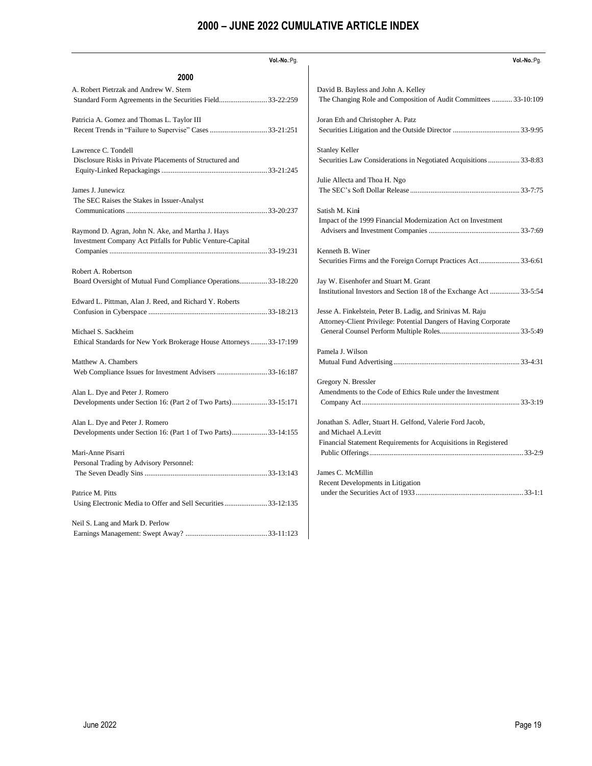# 2000 – JUNE 2022 CUMULATIVE ARTICLE INDEX

Vol.-No.:Pg.

## 2000

A. Robert Pietrzak and Andrew W. Stern
Standard Form Agreements in the Securities Field.........................33-22:259

Patricia A. Gomez and Thomas L. Taylor III
Recent Trends in "Failure to Supervise" Cases ...............................33-21:251

Lawrence C. Tondell
Disclosure Risks in Private Placements of Structured and Equity-Linked Repackagings ........................................................33-21:245

James J. Junewicz
The SEC Raises the Stakes in Issuer-Analyst Communications ...........................................................................33-20:237

Raymond D. Agran, John N. Ake, and Martha J. Hays
Investment Company Act Pitfalls for Public Venture-Capital Companies ...................................................................................33-19:231

Robert A. Robertson
Board Oversight of Mutual Fund Compliance Operations...............33-18:220

Edward L. Pittman, Alan J. Reed, and Richard Y. Roberts
Confusion in Cyberspace ...............................................................33-18:213

Michael S. Sackheim
Ethical Standards for New York Brokerage House Attorneys .........33-17:199

Matthew A. Chambers
Web Compliance Issues for Investment Advisers ...........................33-16:187

Alan L. Dye and Peter J. Romero
Developments under Section 16: (Part 2 of Two Parts)...................33-15:171

Alan L. Dye and Peter J. Romero
Developments under Section 16: (Part 1 of Two Parts)...................33-14:155

Mari-Anne Pisarri
Personal Trading by Advisory Personnel: The Seven Deadly Sins .................................................................33-13:143

Patrice M. Pitts
Using Electronic Media to Offer and Sell Securities.......................33-12:135

Neil S. Lang and Mark D. Perlow
Earnings Management: Swept Away? ...........................................33-11:123

David B. Bayless and John A. Kelley
The Changing Role and Composition of Audit Committees ...........33-10:109

Joran Eth and Christopher A. Patz
Securities Litigation and the Outside Director ....................................33-9:95

Stanley Keller
Securities Law Considerations in Negotiated Acquisitions .................33-8:83

Julie Allecta and Thoa H. Ngo
The SEC's Soft Dollar Release ...........................................................33-7:75

Satish M. Kini
Impact of the 1999 Financial Modernization Act on Investment Advisers and Investment Companies .................................................33-7:69

Kenneth B. Winer
Securities Firms and the Foreign Corrupt Practices Act......................33-6:61

Jay W. Eisenhofer and Stuart M. Grant
Institutional Investors and Section 18 of the Exchange Act ................33-5:54

Jesse A. Finkelstein, Peter B. Ladig, and Srinivas M. Raju
Attorney-Client Privilege: Potential Dangers of Having Corporate General Counsel Perform Multiple Roles...........................................33-5:49

Pamela J. Wilson
Mutual Fund Advertising....................................................................33-4:31

Gregory N. Bressler
Amendments to the Code of Ethics Rule under the Investment Company Act....................................................................................33-3:19

Jonathan S. Adler, Stuart H. Gelfond, Valerie Ford Jacob, and Michael A.Levitt
Financial Statement Requirements for Acquisitions in Registered Public Offerings..................................................................................33-2:9

James C. McMillin
Recent Developments in Litigation under the Securities Act of 1933.........................................................33-1:1